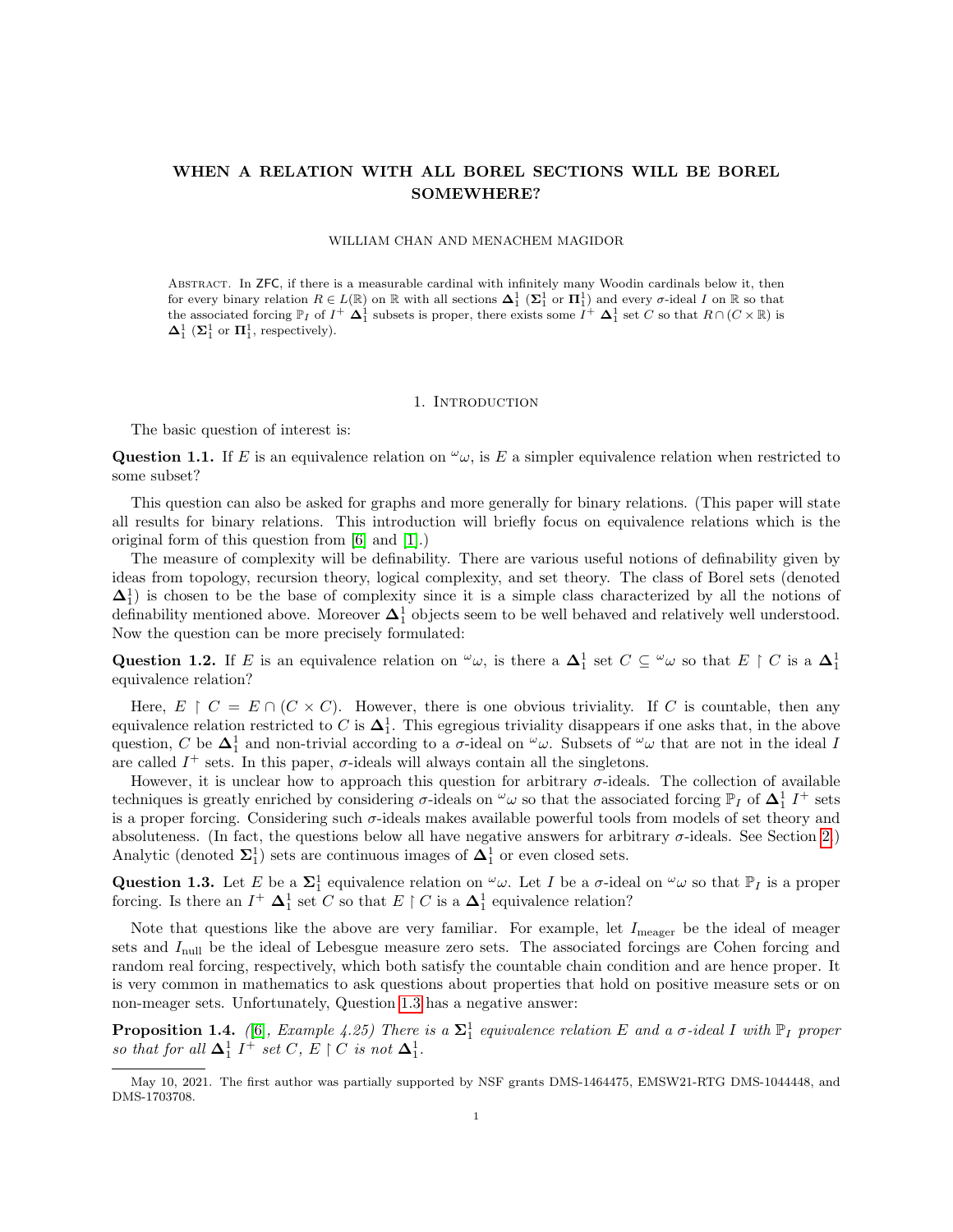# WHEN A RELATION WITH ALL BOREL SECTIONS WILL BE BOREL SOMEWHERE?

WILLIAM CHAN AND MENACHEM MAGIDOR

Abstract. In ZFC, if there is a measurable cardinal with infinitely many Woodin cardinals below it, then for every binary relation $R \in L(\mathbb{R})$ on $\mathbb{R}$ with all sections $\mathbf{\Delta}^1_1$ ($\mathbf{\Sigma}^1_1$ or $\mathbf{\Pi}^1_1$) and every $\sigma$-ideal $I$ on $\mathbb{R}$ so that the associated forcing $\mathbb{P}_I$ of $I^+$ $\mathbf{\Delta}^1_1$ subsets is proper, there exists some $I^+$ $\mathbf{\Delta}^1_1$ set $C$ so that $R \cap (C \times \mathbb{R})$ is $\mathbf{\Delta}^1_1$ ($\mathbf{\Sigma}^1_1$ or $\mathbf{\Pi}^1_1$, respectively).

## 1. Introduction

The basic question of interest is:

**Question 1.1.** If $E$ is an equivalence relation on ${}^\omega\omega$, is $E$ a simpler equivalence relation when restricted to some subset?

This question can also be asked for graphs and more generally for binary relations. (This paper will state all results for binary relations. This introduction will briefly focus on equivalence relations which is the original form of this question from [6] and [1].)

The measure of complexity will be definability. There are various useful notions of definability given by ideas from topology, recursion theory, logical complexity, and set theory. The class of Borel sets (denoted $\mathbf{\Delta}^1_1$) is chosen to be the base of complexity since it is a simple class characterized by all the notions of definability mentioned above. Moreover $\mathbf{\Delta}^1_1$ objects seem to be well behaved and relatively well understood. Now the question can be more precisely formulated:

**Question 1.2.** If $E$ is an equivalence relation on ${}^\omega\omega$, is there a $\mathbf{\Delta}^1_1$ set $C \subseteq {}^\omega\omega$ so that $E \upharpoonright C$ is a $\mathbf{\Delta}^1_1$ equivalence relation?

Here, $E \upharpoonright C = E \cap (C \times C)$. However, there is one obvious triviality. If $C$ is countable, then any equivalence relation restricted to $C$ is $\mathbf{\Delta}^1_1$. This egregious triviality disappears if one asks that, in the above question, $C$ be $\mathbf{\Delta}^1_1$ and non-trivial according to a $\sigma$-ideal on ${}^\omega\omega$. Subsets of ${}^\omega\omega$ that are not in the ideal $I$ are called $I^+$ sets. In this paper, $\sigma$-ideals will always contain all the singletons.

However, it is unclear how to approach this question for arbitrary $\sigma$-ideals. The collection of available techniques is greatly enriched by considering $\sigma$-ideals on ${}^\omega\omega$ so that the associated forcing $\mathbb{P}_I$ of $\mathbf{\Delta}^1_1$ $I^+$ sets is a proper forcing. Considering such $\sigma$-ideals makes available powerful tools from models of set theory and absoluteness. (In fact, the questions below all have negative answers for arbitrary $\sigma$-ideals. See Section 2.) Analytic (denoted $\mathbf{\Sigma}^1_1$) sets are continuous images of $\mathbf{\Delta}^1_1$ or even closed sets.

**Question 1.3.** Let $E$ be a $\mathbf{\Sigma}^1_1$ equivalence relation on ${}^\omega\omega$. Let $I$ be a $\sigma$-ideal on ${}^\omega\omega$ so that $\mathbb{P}_I$ is a proper forcing. Is there an $I^+$ $\mathbf{\Delta}^1_1$ set $C$ so that $E \upharpoonright C$ is a $\mathbf{\Delta}^1_1$ equivalence relation?

Note that questions like the above are very familiar. For example, let $I_{\text{meager}}$ be the ideal of meager sets and $I_{\text{null}}$ be the ideal of Lebesgue measure zero sets. The associated forcings are Cohen forcing and random real forcing, respectively, which both satisfy the countable chain condition and are hence proper. It is very common in mathematics to ask questions about properties that hold on positive measure sets or on non-meager sets. Unfortunately, Question 1.3 has a negative answer:

**Proposition 1.4.** *([6], Example 4.25) There is a $\mathbf{\Sigma}^1_1$ equivalence relation $E$ and a $\sigma$-ideal $I$ with $\mathbb{P}_I$ proper so that for all $\mathbf{\Delta}^1_1$ $I^+$ set $C$, $E \upharpoonright C$ is not $\mathbf{\Delta}^1_1$.*

May 10, 2021. The first author was partially supported by NSF grants DMS-1464475, EMSW21-RTG DMS-1044448, and DMS-1703708.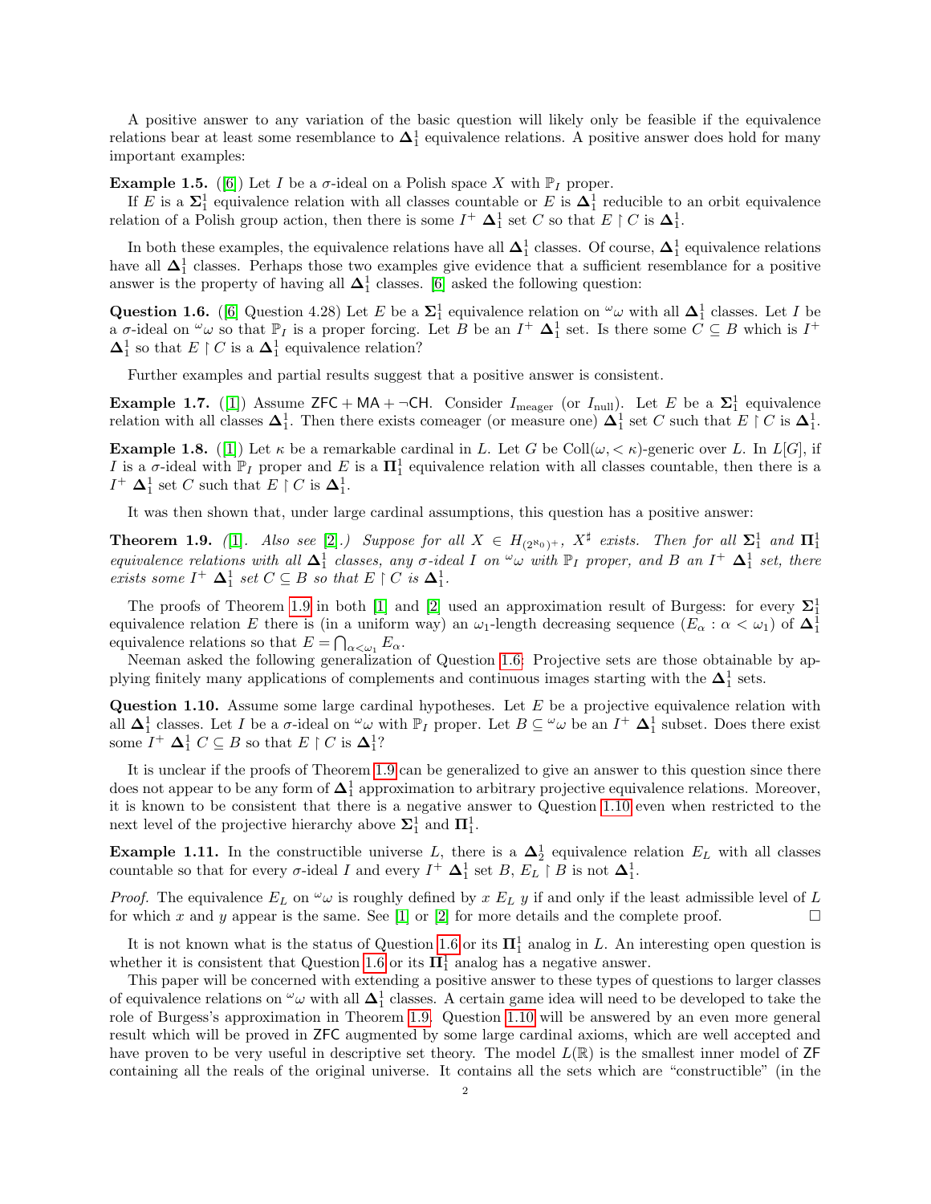A positive answer to any variation of the basic question will likely only be feasible if the equivalence relations bear at least some resemblance to $\mathbf{\Delta}^1_1$ equivalence relations. A positive answer does hold for many important examples:

**Example 1.5.** ([6]) Let $I$ be a $\sigma$-ideal on a Polish space $X$ with $\mathbb{P}_I$ proper.

If $E$ is a $\mathbf{\Sigma}^1_1$ equivalence relation with all classes countable or $E$ is $\mathbf{\Delta}^1_1$ reducible to an orbit equivalence relation of a Polish group action, then there is some $I^+$ $\mathbf{\Delta}^1_1$ set $C$ so that $E \upharpoonright C$ is $\mathbf{\Delta}^1_1$.

In both these examples, the equivalence relations have all $\mathbf{\Delta}^1_1$ classes. Of course, $\mathbf{\Delta}^1_1$ equivalence relations have all $\mathbf{\Delta}^1_1$ classes. Perhaps those two examples give evidence that a sufficient resemblance for a positive answer is the property of having all $\mathbf{\Delta}^1_1$ classes. [6] asked the following question:

**Question 1.6.** ([6] Question 4.28) Let $E$ be a $\mathbf{\Sigma}^1_1$ equivalence relation on ${}^\omega\omega$ with all $\mathbf{\Delta}^1_1$ classes. Let $I$ be a $\sigma$-ideal on ${}^\omega\omega$ so that $\mathbb{P}_I$ is a proper forcing. Let $B$ be an $I^+$ $\mathbf{\Delta}^1_1$ set. Is there some $C \subseteq B$ which is $I^+$ $\mathbf{\Delta}^1_1$ so that $E \upharpoonright C$ is a $\mathbf{\Delta}^1_1$ equivalence relation?

Further examples and partial results suggest that a positive answer is consistent.

**Example 1.7.** ([1]) Assume $\mathsf{ZFC} + \mathsf{MA} + \neg\mathsf{CH}$. Consider $I_{\text{meager}}$ (or $I_{\text{null}}$). Let $E$ be a $\mathbf{\Sigma}^1_1$ equivalence relation with all classes $\mathbf{\Delta}^1_1$. Then there exists comeager (or measure one) $\mathbf{\Delta}^1_1$ set $C$ such that $E \upharpoonright C$ is $\mathbf{\Delta}^1_1$.

**Example 1.8.** ([1]) Let $\kappa$ be a remarkable cardinal in $L$. Let $G$ be $\text{Coll}(\omega, <\kappa)$-generic over $L$. In $L[G]$, if $I$ is a $\sigma$-ideal with $\mathbb{P}_I$ proper and $E$ is a $\mathbf{\Pi}^1_1$ equivalence relation with all classes countable, then there is a $I^+$ $\mathbf{\Delta}^1_1$ set $C$ such that $E \upharpoonright C$ is $\mathbf{\Delta}^1_1$.

It was then shown that, under large cardinal assumptions, this question has a positive answer:

**Theorem 1.9.** *([1]. Also see [2].) Suppose for all $X \in H_{(2^{\aleph_0})^+}$, $X^\sharp$ exists. Then for all $\mathbf{\Sigma}^1_1$ and $\mathbf{\Pi}^1_1$ equivalence relations with all $\mathbf{\Delta}^1_1$ classes, any $\sigma$-ideal $I$ on ${}^\omega\omega$ with $\mathbb{P}_I$ proper, and $B$ an $I^+$ $\mathbf{\Delta}^1_1$ set, there exists some $I^+$ $\mathbf{\Delta}^1_1$ set $C \subseteq B$ so that $E \upharpoonright C$ is $\mathbf{\Delta}^1_1$.*

The proofs of Theorem 1.9 in both [1] and [2] used an approximation result of Burgess: for every $\mathbf{\Sigma}^1_1$ equivalence relation $E$ there is (in a uniform way) an $\omega_1$-length decreasing sequence $(E_\alpha : \alpha < \omega_1)$ of $\mathbf{\Delta}^1_1$ equivalence relations so that $E = \bigcap_{\alpha<\omega_1} E_\alpha$.

Neeman asked the following generalization of Question 1.6: Projective sets are those obtainable by applying finitely many applications of complements and continuous images starting with the $\mathbf{\Delta}^1_1$ sets.

**Question 1.10.** Assume some large cardinal hypotheses. Let $E$ be a projective equivalence relation with all $\mathbf{\Delta}^1_1$ classes. Let $I$ be a $\sigma$-ideal on ${}^\omega\omega$ with $\mathbb{P}_I$ proper. Let $B \subseteq {}^\omega\omega$ be an $I^+$ $\mathbf{\Delta}^1_1$ subset. Does there exist some $I^+$ $\mathbf{\Delta}^1_1$ $C \subseteq B$ so that $E \upharpoonright C$ is $\mathbf{\Delta}^1_1$?

It is unclear if the proofs of Theorem 1.9 can be generalized to give an answer to this question since there does not appear to be any form of $\mathbf{\Delta}^1_1$ approximation to arbitrary projective equivalence relations. Moreover, it is known to be consistent that there is a negative answer to Question 1.10 even when restricted to the next level of the projective hierarchy above $\mathbf{\Sigma}^1_1$ and $\mathbf{\Pi}^1_1$.

**Example 1.11.** In the constructible universe $L$, there is a $\mathbf{\Delta}^1_2$ equivalence relation $E_L$ with all classes countable so that for every $\sigma$-ideal $I$ and every $I^+$ $\mathbf{\Delta}^1_1$ set $B$, $E_L \upharpoonright B$ is not $\mathbf{\Delta}^1_1$.

*Proof.* The equivalence $E_L$ on ${}^\omega\omega$ is roughly defined by $x \; E_L \; y$ if and only if the least admissible level of $L$ for which $x$ and $y$ appear is the same. See [1] or [2] for more details and the complete proof. $\square$

It is not known what is the status of Question 1.6 or its $\mathbf{\Pi}^1_1$ analog in $L$. An interesting open question is whether it is consistent that Question 1.6 or its $\mathbf{\Pi}^1_1$ analog has a negative answer.

This paper will be concerned with extending a positive answer to these types of questions to larger classes of equivalence relations on ${}^\omega\omega$ with all $\mathbf{\Delta}^1_1$ classes. A certain game idea will need to be developed to take the role of Burgess's approximation in Theorem 1.9. Question 1.10 will be answered by an even more general result which will be proved in $\mathsf{ZFC}$ augmented by some large cardinal axioms, which are well accepted and have proven to be very useful in descriptive set theory. The model $L(\mathbb{R})$ is the smallest inner model of $\mathsf{ZF}$ containing all the reals of the original universe. It contains all the sets which are "constructible" (in the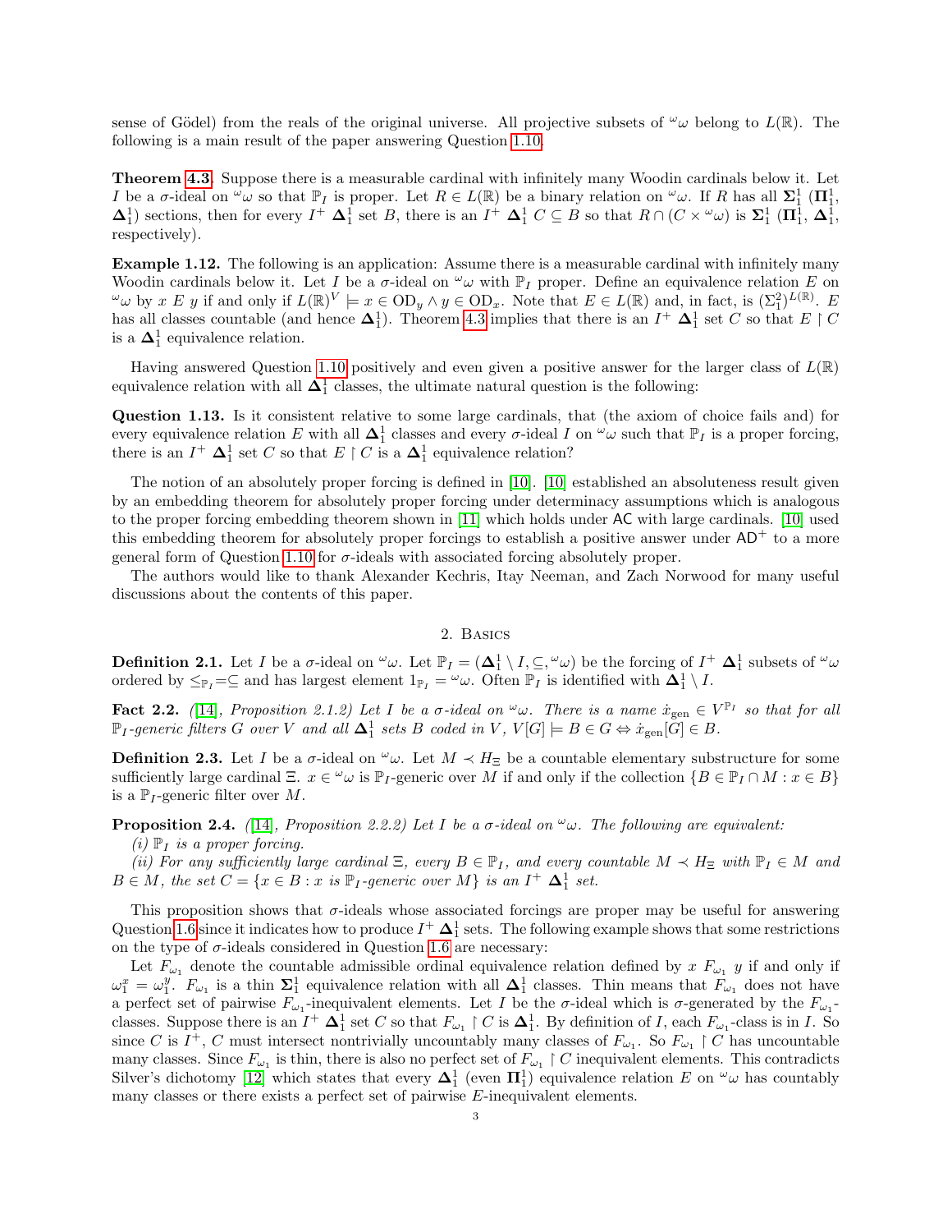sense of Gödel) from the reals of the original universe. All projective subsets of ${}^\omega\omega$ belong to $L(\mathbb{R})$. The following is a main result of the paper answering Question 1.10.

**Theorem 4.3.** Suppose there is a measurable cardinal with infinitely many Woodin cardinals below it. Let $I$ be a $\sigma$-ideal on ${}^\omega\omega$ so that $\mathbb{P}_I$ is proper. Let $R \in L(\mathbb{R})$ be a binary relation on ${}^\omega\omega$. If $R$ has all $\mathbf{\Sigma}^1_1$ ($\mathbf{\Pi}^1_1$, $\mathbf{\Delta}^1_1$) sections, then for every $I^+$ $\mathbf{\Delta}^1_1$ set $B$, there is an $I^+$ $\mathbf{\Delta}^1_1$ $C \subseteq B$ so that $R \cap (C \times {}^\omega\omega)$ is $\mathbf{\Sigma}^1_1$ ($\mathbf{\Pi}^1_1$, $\mathbf{\Delta}^1_1$, respectively).

**Example 1.12.** The following is an application: Assume there is a measurable cardinal with infinitely many Woodin cardinals below it. Let $I$ be a $\sigma$-ideal on ${}^\omega\omega$ with $\mathbb{P}_I$ proper. Define an equivalence relation $E$ on ${}^\omega\omega$ by $x \ E \ y$ if and only if $L(\mathbb{R})^V \models x \in \mathrm{OD}_y \wedge y \in \mathrm{OD}_x$. Note that $E \in L(\mathbb{R})$ and, in fact, is $(\Sigma^2_1)^{L(\mathbb{R})}$. $E$ has all classes countable (and hence $\mathbf{\Delta}^1_1$). Theorem 4.3 implies that there is an $I^+$ $\mathbf{\Delta}^1_1$ set $C$ so that $E \upharpoonright C$ is a $\mathbf{\Delta}^1_1$ equivalence relation.

Having answered Question 1.10 positively and even given a positive answer for the larger class of $L(\mathbb{R})$ equivalence relation with all $\mathbf{\Delta}^1_1$ classes, the ultimate natural question is the following:

**Question 1.13.** Is it consistent relative to some large cardinals, that (the axiom of choice fails and) for every equivalence relation $E$ with all $\mathbf{\Delta}^1_1$ classes and every $\sigma$-ideal $I$ on ${}^\omega\omega$ such that $\mathbb{P}_I$ is a proper forcing, there is an $I^+$ $\mathbf{\Delta}^1_1$ set $C$ so that $E \upharpoonright C$ is a $\mathbf{\Delta}^1_1$ equivalence relation?

The notion of an absolutely proper forcing is defined in [10]. [10] established an absoluteness result given by an embedding theorem for absolutely proper forcing under determinacy assumptions which is analogous to the proper forcing embedding theorem shown in [11] which holds under $\mathsf{AC}$ with large cardinals. [10] used this embedding theorem for absolutely proper forcings to establish a positive answer under $\mathsf{AD}^+$ to a more general form of Question 1.10 for $\sigma$-ideals with associated forcing absolutely proper.

The authors would like to thank Alexander Kechris, Itay Neeman, and Zach Norwood for many useful discussions about the contents of this paper.

## 2. Basics

**Definition 2.1.** Let $I$ be a $\sigma$-ideal on ${}^\omega\omega$. Let $\mathbb{P}_I = (\mathbf{\Delta}^1_1 \setminus I, \subseteq, {}^\omega\omega)$ be the forcing of $I^+$ $\mathbf{\Delta}^1_1$ subsets of ${}^\omega\omega$ ordered by $\leq_{\mathbb{P}_I} = \subseteq$ and has largest element $1_{\mathbb{P}_I} = {}^\omega\omega$. Often $\mathbb{P}_I$ is identified with $\mathbf{\Delta}^1_1 \setminus I$.

**Fact 2.2.** *([14], Proposition 2.1.2) Let $I$ be a $\sigma$-ideal on ${}^\omega\omega$. There is a name $\dot{x}_{\mathrm{gen}} \in V^{\mathbb{P}_I}$ so that for all $\mathbb{P}_I$-generic filters $G$ over $V$ and all $\mathbf{\Delta}^1_1$ sets $B$ coded in $V$, $V[G] \models B \in G \Leftrightarrow \dot{x}_{\mathrm{gen}}[G] \in B$.*

**Definition 2.3.** Let $I$ be a $\sigma$-ideal on ${}^\omega\omega$. Let $M \prec H_\Xi$ be a countable elementary substructure for some sufficiently large cardinal $\Xi$. $x \in {}^\omega\omega$ is $\mathbb{P}_I$-generic over $M$ if and only if the collection $\{B \in \mathbb{P}_I \cap M : x \in B\}$ is a $\mathbb{P}_I$-generic filter over $M$.

**Proposition 2.4.** *([14], Proposition 2.2.2) Let $I$ be a $\sigma$-ideal on ${}^\omega\omega$. The following are equivalent:*
*(i) $\mathbb{P}_I$ is a proper forcing.*
*(ii) For any sufficiently large cardinal $\Xi$, every $B \in \mathbb{P}_I$, and every countable $M \prec H_\Xi$ with $\mathbb{P}_I \in M$ and $B \in M$, the set $C = \{x \in B : x \text{ is } \mathbb{P}_I\text{-generic over } M\}$ is an $I^+$ $\mathbf{\Delta}^1_1$ set.*

This proposition shows that $\sigma$-ideals whose associated forcings are proper may be useful for answering Question 1.6 since it indicates how to produce $I^+$ $\mathbf{\Delta}^1_1$ sets. The following example shows that some restrictions on the type of $\sigma$-ideals considered in Question 1.6 are necessary:

Let $F_{\omega_1}$ denote the countable admissible ordinal equivalence relation defined by $x \ F_{\omega_1} \ y$ if and only if $\omega_1^x = \omega_1^y$. $F_{\omega_1}$ is a thin $\mathbf{\Sigma}^1_1$ equivalence relation with all $\mathbf{\Delta}^1_1$ classes. Thin means that $F_{\omega_1}$ does not have a perfect set of pairwise $F_{\omega_1}$-inequivalent elements. Let $I$ be the $\sigma$-ideal which is $\sigma$-generated by the $F_{\omega_1}$-classes. Suppose there is an $I^+$ $\mathbf{\Delta}^1_1$ set $C$ so that $F_{\omega_1} \upharpoonright C$ is $\mathbf{\Delta}^1_1$. By definition of $I$, each $F_{\omega_1}$-class is in $I$. So since $C$ is $I^+$, $C$ must intersect nontrivially uncountably many classes of $F_{\omega_1}$. So $F_{\omega_1} \upharpoonright C$ has uncountable many classes. Since $F_{\omega_1}$ is thin, there is also no perfect set of $F_{\omega_1} \upharpoonright C$ inequivalent elements. This contradicts Silver's dichotomy [12] which states that every $\mathbf{\Delta}^1_1$ (even $\mathbf{\Pi}^1_1$) equivalence relation $E$ on ${}^\omega\omega$ has countably many classes or there exists a perfect set of pairwise $E$-inequivalent elements.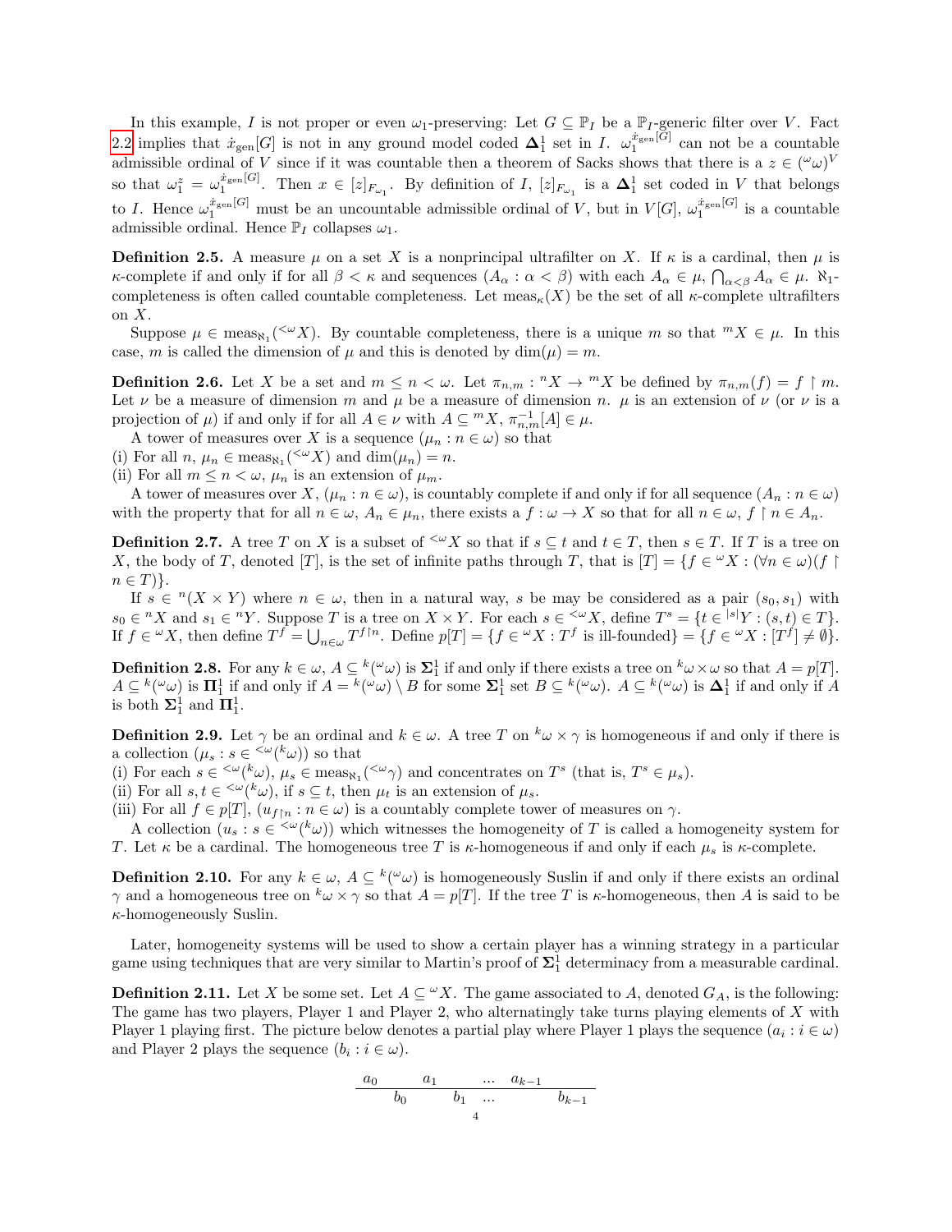In this example, $I$ is not proper or even $\omega_1$-preserving: Let $G \subseteq \mathbb{P}_I$ be a $\mathbb{P}_I$-generic filter over $V$. Fact 2.2 implies that $\dot{x}_{\text{gen}}[G]$ is not in any ground model coded $\mathbf{\Delta}^1_1$ set in $I$. $\omega_1^{\dot{x}_{\text{gen}}[G]}$ can not be a countable admissible ordinal of $V$ since if it was countable then a theorem of Sacks shows that there is a $z \in ({}^\omega\omega)^V$ so that $\omega_1^z = \omega_1^{\dot{x}_{\text{gen}}[G]}$. Then $x \in [z]_{F_{\omega_1}}$. By definition of $I$, $[z]_{F_{\omega_1}}$ is a $\mathbf{\Delta}^1_1$ set coded in $V$ that belongs to $I$. Hence $\omega_1^{\dot{x}_{\text{gen}}[G]}$ must be an uncountable admissible ordinal of $V$, but in $V[G]$, $\omega_1^{\dot{x}_{\text{gen}}[G]}$ is a countable admissible ordinal. Hence $\mathbb{P}_I$ collapses $\omega_1$.

**Definition 2.5.** A measure $\mu$ on a set $X$ is a nonprincipal ultrafilter on $X$. If $\kappa$ is a cardinal, then $\mu$ is $\kappa$-complete if and only if for all $\beta < \kappa$ and sequences $(A_\alpha : \alpha < \beta)$ with each $A_\alpha \in \mu$, $\bigcap_{\alpha<\beta} A_\alpha \in \mu$. $\aleph_1$-completeness is often called countable completeness. Let $\text{meas}_\kappa(X)$ be the set of all $\kappa$-complete ultrafilters on $X$.

Suppose $\mu \in \text{meas}_{\aleph_1}({}^{<\omega}X)$. By countable completeness, there is a unique $m$ so that ${}^mX \in \mu$. In this case, $m$ is called the dimension of $\mu$ and this is denoted by $\dim(\mu) = m$.

**Definition 2.6.** Let $X$ be a set and $m \leq n < \omega$. Let $\pi_{n,m} : {}^nX \to {}^mX$ be defined by $\pi_{n,m}(f) = f \restriction m$. Let $\nu$ be a measure of dimension $m$ and $\mu$ be a measure of dimension $n$. $\mu$ is an extension of $\nu$ (or $\nu$ is a projection of $\mu$) if and only if for all $A \in \nu$ with $A \subseteq {}^mX$, $\pi_{n,m}^{-1}[A] \in \mu$.

A tower of measures over $X$ is a sequence $(\mu_n : n \in \omega)$ so that
(i) For all $n$, $\mu_n \in \text{meas}_{\aleph_1}({}^{<\omega}X)$ and $\dim(\mu_n) = n$.
(ii) For all $m \leq n < \omega$, $\mu_n$ is an extension of $\mu_m$.

A tower of measures over $X$, $(\mu_n : n \in \omega)$, is countably complete if and only if for all sequence $(A_n : n \in \omega)$ with the property that for all $n \in \omega$, $A_n \in \mu_n$, there exists a $f : \omega \to X$ so that for all $n \in \omega$, $f \restriction n \in A_n$.

**Definition 2.7.** A tree $T$ on $X$ is a subset of ${}^{<\omega}X$ so that if $s \subseteq t$ and $t \in T$, then $s \in T$. If $T$ is a tree on $X$, the body of $T$, denoted $[T]$, is the set of infinite paths through $T$, that is $[T] = \{f \in {}^\omega X : (\forall n \in \omega)(f \restriction n \in T)\}$.

If $s \in {}^n(X \times Y)$ where $n \in \omega$, then in a natural way, $s$ be may be considered as a pair $(s_0, s_1)$ with $s_0 \in {}^nX$ and $s_1 \in {}^nY$. Suppose $T$ is a tree on $X \times Y$. For each $s \in {}^{<\omega}X$, define $T^s = \{t \in {}^{|s|}Y : (s,t) \in T\}$. If $f \in {}^\omega X$, then define $T^f = \bigcup_{n\in\omega} T^{f\restriction n}$. Define $p[T] = \{f \in {}^\omega X : T^f \text{ is ill-founded}\} = \{f \in {}^\omega X : [T^f] \neq \emptyset\}$.

**Definition 2.8.** For any $k \in \omega$, $A \subseteq {}^k({}^\omega\omega)$ is $\mathbf{\Sigma}^1_1$ if and only if there exists a tree on ${}^k\omega \times \omega$ so that $A = p[T]$. $A \subseteq {}^k({}^\omega\omega)$ is $\mathbf{\Pi}^1_1$ if and only if $A = {}^k({}^\omega\omega) \setminus B$ for some $\mathbf{\Sigma}^1_1$ set $B \subseteq {}^k({}^\omega\omega)$. $A \subseteq {}^k({}^\omega\omega)$ is $\mathbf{\Delta}^1_1$ if and only if $A$ is both $\mathbf{\Sigma}^1_1$ and $\mathbf{\Pi}^1_1$.

**Definition 2.9.** Let $\gamma$ be an ordinal and $k \in \omega$. A tree $T$ on ${}^k\omega \times \gamma$ is homogeneous if and only if there is a collection $(\mu_s : s \in {}^{<\omega}({}^k\omega))$ so that
(i) For each $s \in {}^{<\omega}({}^k\omega)$, $\mu_s \in \text{meas}_{\aleph_1}({}^{<\omega}\gamma)$ and concentrates on $T^s$ (that is, $T^s \in \mu_s$).
(ii) For all $s, t \in {}^{<\omega}({}^k\omega)$, if $s \subseteq t$, then $\mu_t$ is an extension of $\mu_s$.
(iii) For all $f \in p[T]$, $(u_{f\restriction n} : n \in \omega)$ is a countably complete tower of measures on $\gamma$.

A collection $(u_s : s \in {}^{<\omega}({}^k\omega))$ which witnesses the homogeneity of $T$ is called a homogeneity system for $T$. Let $\kappa$ be a cardinal. The homogeneous tree $T$ is $\kappa$-homogeneous if and only if each $\mu_s$ is $\kappa$-complete.

**Definition 2.10.** For any $k \in \omega$, $A \subseteq {}^k({}^\omega\omega)$ is homogeneously Suslin if and only if there exists an ordinal $\gamma$ and a homogeneous tree on ${}^k\omega \times \gamma$ so that $A = p[T]$. If the tree $T$ is $\kappa$-homogeneous, then $A$ is said to be $\kappa$-homogeneously Suslin.

Later, homogeneity systems will be used to show a certain player has a winning strategy in a particular game using techniques that are very similar to Martin's proof of $\mathbf{\Sigma}^1_1$ determinacy from a measurable cardinal.

**Definition 2.11.** Let $X$ be some set. Let $A \subseteq {}^\omega X$. The game associated to $A$, denoted $G_A$, is the following: The game has two players, Player 1 and Player 2, who alternatingly take turns playing elements of $X$ with Player 1 playing first. The picture below denotes a partial play where Player 1 plays the sequence $(a_i : i \in \omega)$ and Player 2 plays the sequence $(b_i : i \in \omega)$.

$$\begin{array}{c|cccccccc} & a_0 & & a_1 & & \dots & a_{k-1} & & \\ \hline & & b_0 & & b_1 & \dots & & b_{k-1} & \end{array}$$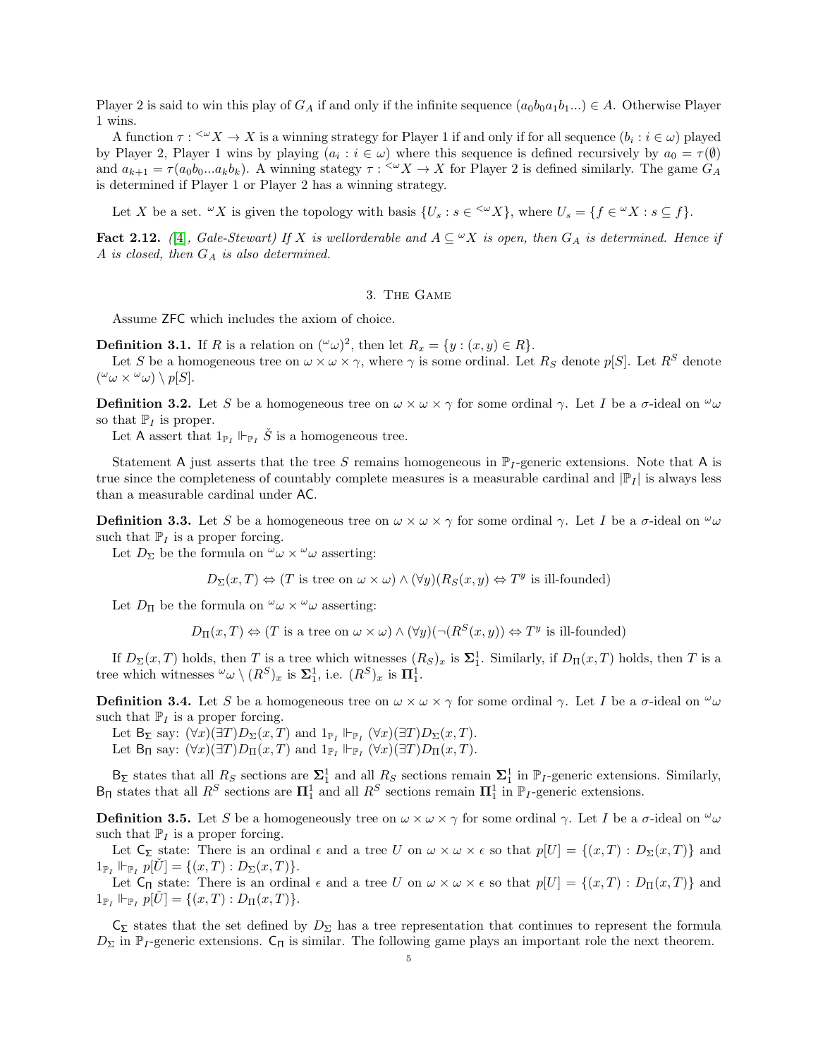Player 2 is said to win this play of $G_A$ if and only if the infinite sequence $(a_0 b_0 a_1 b_1 ...) \in A$. Otherwise Player 1 wins.

A function $\tau : {}^{<\omega}X \to X$ is a winning strategy for Player 1 if and only if for all sequence $(b_i : i \in \omega)$ played by Player 2, Player 1 wins by playing $(a_i : i \in \omega)$ where this sequence is defined recursively by $a_0 = \tau(\emptyset)$ and $a_{k+1} = \tau(a_0 b_0 ... a_k b_k)$. A winning stategy $\tau : {}^{<\omega}X \to X$ for Player 2 is defined similarly. The game $G_A$ is determined if Player 1 or Player 2 has a winning strategy.

Let $X$ be a set. ${}^{\omega}X$ is given the topology with basis $\{U_s : s \in {}^{<\omega}X\}$, where $U_s = \{f \in {}^{\omega}X : s \subseteq f\}$.

**Fact 2.12.** *([4], Gale-Stewart) If $X$ is wellorderable and $A \subseteq {}^{\omega}X$ is open, then $G_A$ is determined. Hence if $A$ is closed, then $G_A$ is also determined.*

## 3. The Game

Assume ZFC which includes the axiom of choice.

**Definition 3.1.** If $R$ is a relation on $({}^{\omega}\omega)^2$, then let $R_x = \{y : (x, y) \in R\}$.

Let $S$ be a homogeneous tree on $\omega \times \omega \times \gamma$, where $\gamma$ is some ordinal. Let $R_S$ denote $p[S]$. Let $R^S$ denote $({}^{\omega}\omega \times {}^{\omega}\omega) \setminus p[S]$.

**Definition 3.2.** Let $S$ be a homogeneous tree on $\omega \times \omega \times \gamma$ for some ordinal $\gamma$. Let $I$ be a $\sigma$-ideal on ${}^{\omega}\omega$ so that $\mathbb{P}_I$ is proper.

Let $\mathsf{A}$ assert that $1_{\mathbb{P}_I} \Vdash_{\mathbb{P}_I} \check{S}$ is a homogeneous tree.

Statement $\mathsf{A}$ just asserts that the tree $S$ remains homogeneous in $\mathbb{P}_I$-generic extensions. Note that $\mathsf{A}$ is true since the completeness of countably complete measures is a measurable cardinal and $|\mathbb{P}_I|$ is always less than a measurable cardinal under AC.

**Definition 3.3.** Let $S$ be a homogeneous tree on $\omega \times \omega \times \gamma$ for some ordinal $\gamma$. Let $I$ be a $\sigma$-ideal on ${}^{\omega}\omega$ such that $\mathbb{P}_I$ is a proper forcing.

Let $D_\Sigma$ be the formula on ${}^{\omega}\omega \times {}^{\omega}\omega$ asserting:

$$D_\Sigma(x, T) \Leftrightarrow (T \text{ is tree on } \omega \times \omega) \wedge (\forall y)(R_S(x, y) \Leftrightarrow T^y \text{ is ill-founded})$$

Let $D_\Pi$ be the formula on ${}^{\omega}\omega \times {}^{\omega}\omega$ asserting:

$$D_\Pi(x, T) \Leftrightarrow (T \text{ is a tree on } \omega \times \omega) \wedge (\forall y)(\neg(R^S(x, y)) \Leftrightarrow T^y \text{ is ill-founded})$$

If $D_\Sigma(x, T)$ holds, then $T$ is a tree which witnesses $(R_S)_x$ is $\mathbf{\Sigma}^1_1$. Similarly, if $D_\Pi(x, T)$ holds, then $T$ is a tree which witnesses ${}^{\omega}\omega \setminus (R^S)_x$ is $\mathbf{\Sigma}^1_1$, i.e. $(R^S)_x$ is $\mathbf{\Pi}^1_1$.

**Definition 3.4.** Let $S$ be a homogeneous tree on $\omega \times \omega \times \gamma$ for some ordinal $\gamma$. Let $I$ be a $\sigma$-ideal on ${}^{\omega}\omega$ such that $\mathbb{P}_I$ is a proper forcing.

Let $\mathsf{B}_\mathbf{\Sigma}$ say: $(\forall x)(\exists T) D_\Sigma(x, T)$ and $1_{\mathbb{P}_I} \Vdash_{\mathbb{P}_I} (\forall x)(\exists T) D_\Sigma(x, T)$.
Let $\mathsf{B}_\mathbf{\Pi}$ say: $(\forall x)(\exists T) D_\Pi(x, T)$ and $1_{\mathbb{P}_I} \Vdash_{\mathbb{P}_I} (\forall x)(\exists T) D_\Pi(x, T)$.

$\mathsf{B}_\mathbf{\Sigma}$ states that all $R_S$ sections are $\mathbf{\Sigma}^1_1$ and all $R_S$ sections remain $\mathbf{\Sigma}^1_1$ in $\mathbb{P}_I$-generic extensions. Similarly, $\mathsf{B}_\mathbf{\Pi}$ states that all $R^S$ sections are $\mathbf{\Pi}^1_1$ and all $R^S$ sections remain $\mathbf{\Pi}^1_1$ in $\mathbb{P}_I$-generic extensions.

**Definition 3.5.** Let $S$ be a homogeneously tree on $\omega \times \omega \times \gamma$ for some ordinal $\gamma$. Let $I$ be a $\sigma$-ideal on ${}^{\omega}\omega$ such that $\mathbb{P}_I$ is a proper forcing.

Let $\mathsf{C}_\mathbf{\Sigma}$ state: There is an ordinal $\epsilon$ and a tree $U$ on $\omega \times \omega \times \epsilon$ so that $p[U] = \{(x, T) : D_\Sigma(x, T)\}$ and $1_{\mathbb{P}_I} \Vdash_{\mathbb{P}_I} p[\check{U}] = \{(x, T) : D_\Sigma(x, T)\}$.

Let $\mathsf{C}_\mathbf{\Pi}$ state: There is an ordinal $\epsilon$ and a tree $U$ on $\omega \times \omega \times \epsilon$ so that $p[U] = \{(x, T) : D_\Pi(x, T)\}$ and $1_{\mathbb{P}_I} \Vdash_{\mathbb{P}_I} p[\check{U}] = \{(x, T) : D_\Pi(x, T)\}$.

$\mathsf{C}_\mathbf{\Sigma}$ states that the set defined by $D_\Sigma$ has a tree representation that continues to represent the formula $D_\Sigma$ in $\mathbb{P}_I$-generic extensions. $\mathsf{C}_\mathbf{\Pi}$ is similar. The following game plays an important role the next theorem.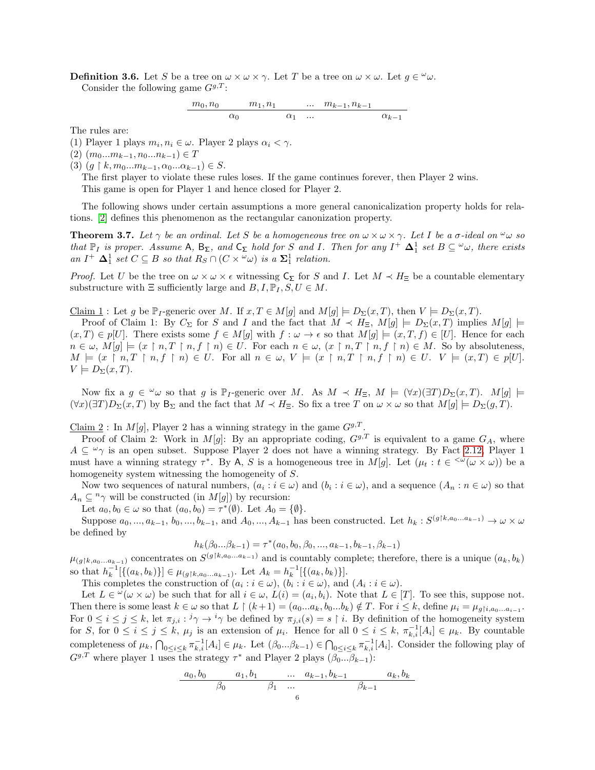**Definition 3.6.** Let $S$ be a tree on $\omega \times \omega \times \gamma$. Let $T$ be a tree on $\omega \times \omega$. Let $g \in {}^\omega\omega$.

Consider the following game $G^{g,T}$:

$$\begin{array}{c|cccccccc} m_0, n_0 & & m_1, n_1 & & \ldots & m_{k-1}, n_{k-1} & \\ \hline & \alpha_0 & & \alpha_1 & \ldots & & \alpha_{k-1} \end{array}$$

The rules are:

(1) Player 1 plays $m_i, n_i \in \omega$. Player 2 plays $\alpha_i < \gamma$.

(2) $(m_0 ... m_{k-1}, n_0 ... n_{k-1}) \in T$

(3) $(g \upharpoonright k, m_0 ... m_{k-1}, \alpha_0 ... \alpha_{k-1}) \in S$.

The first player to violate these rules loses. If the game continues forever, then Player 2 wins.

This game is open for Player 1 and hence closed for Player 2.

The following shows under certain assumptions a more general canonicalization property holds for relations. [2] defines this phenomenon as the rectangular canonization property.

**Theorem 3.7.** *Let $\gamma$ be an ordinal. Let $S$ be a homogeneous tree on $\omega \times \omega \times \gamma$. Let $I$ be a $\sigma$-ideal on ${}^\omega\omega$ so that $\mathbb{P}_I$ is proper. Assume $\mathsf{A}$, $\mathsf{B}_\Sigma$, and $\mathsf{C}_\Sigma$ hold for $S$ and $I$. Then for any $I^+$ $\mathbf{\Delta}^1_1$ set $B \subseteq {}^\omega\omega$, there exists an $I^+$ $\mathbf{\Delta}^1_1$ set $C \subseteq B$ so that $R_S \cap (C \times {}^\omega\omega)$ is a $\mathbf{\Sigma}^1_1$ relation.*

*Proof.* Let $U$ be the tree on $\omega \times \omega \times \epsilon$ witnessing $\mathsf{C}_\Sigma$ for $S$ and $I$. Let $M \prec H_\Xi$ be a countable elementary substructure with $\Xi$ sufficiently large and $B, I, \mathbb{P}_I, S, U \in M$.

Claim 1 : Let $g$ be $\mathbb{P}_I$-generic over $M$. If $x, T \in M[g]$ and $M[g] \models D_\Sigma(x,T)$, then $V \models D_\Sigma(x,T)$.

Proof of Claim 1: By $C_\Sigma$ for $S$ and $I$ and the fact that $M \prec H_\Xi$, $M[g] \models D_\Sigma(x,T)$ implies $M[g] \models (x,T) \in p[U]$. There exists some $f \in M[g]$ with $f : \omega \to \epsilon$ so that $M[g] \models (x,T,f) \in [U]$. Hence for each $n \in \omega$, $M[g] \models (x \upharpoonright n, T \upharpoonright n, f \upharpoonright n) \in U$. For each $n \in \omega$, $(x \upharpoonright n, T \upharpoonright n, f \upharpoonright n) \in M$. So by absoluteness, $M \models (x \upharpoonright n, T \upharpoonright n, f \upharpoonright n) \in U$. For all $n \in \omega$, $V \models (x \upharpoonright n, T \upharpoonright n, f \upharpoonright n) \in U$. $V \models (x,T) \in p[U]$. $V \models D_\Sigma(x,T)$.

Now fix a $g \in {}^\omega\omega$ so that $g$ is $\mathbb{P}_I$-generic over $M$. As $M \prec H_\Xi$, $M \models (\forall x)(\exists T) D_\Sigma(x,T)$. $M[g] \models (\forall x)(\exists T) D_\Sigma(x,T)$ by $\mathsf{B}_\Sigma$ and the fact that $M \prec H_\Xi$. So fix a tree $T$ on $\omega \times \omega$ so that $M[g] \models D_\Sigma(g,T)$.

Claim 2 : In $M[g]$, Player 2 has a winning strategy in the game $G^{g,T}$.

Proof of Claim 2: Work in $M[g]$: By an appropriate coding, $G^{g,T}$ is equivalent to a game $G_A$, where $A \subseteq {}^\omega\gamma$ is an open subset. Suppose Player 2 does not have a winning strategy. By Fact 2.12, Player 1 must have a winning strategy $\tau^*$. By $\mathsf{A}$, $S$ is a homogeneous tree in $M[g]$. Let $(\mu_t : t \in {}^{<\omega}(\omega \times \omega))$ be a homogeneity system witnessing the homogeneity of $S$.

Now two sequences of natural numbers, $(a_i : i \in \omega)$ and $(b_i : i \in \omega)$, and a sequence $(A_n : n \in \omega)$ so that $A_n \subseteq {}^n\gamma$ will be constructed (in $M[g]$) by recursion:

Let $a_0, b_0 \in \omega$ so that $(a_0, b_0) = \tau^*(\emptyset)$. Let $A_0 = \{\emptyset\}$.

Suppose $a_0, ..., a_{k-1}$, $b_0, ..., b_{k-1}$, and $A_0, ..., A_{k-1}$ has been constructed. Let $h_k : S^{(g \upharpoonright k, a_0 ... a_{k-1})} \to \omega \times \omega$ be defined by

$$h_k(\beta_0 ... \beta_{k-1}) = \tau^*(a_0, b_0, \beta_0, ..., a_{k-1}, b_{k-1}, \beta_{k-1})$$

$\mu_{(g \upharpoonright k, a_0 ... a_{k-1})}$ concentrates on $S^{(g \upharpoonright k, a_0 ... a_{k-1})}$ and is countably complete; therefore, there is a unique $(a_k, b_k)$ so that $h_k^{-1}[\{(a_k, b_k)\}] \in \mu_{(g \upharpoonright k, a_0 ... a_{k-1})}$. Let $A_k = h_k^{-1}[\{(a_k, b_k)\}]$.

This completes the construction of $(a_i : i \in \omega)$, $(b_i : i \in \omega)$, and $(A_i : i \in \omega)$.

Let $L \in {}^\omega(\omega \times \omega)$ be such that for all $i \in \omega$, $L(i) = (a_i, b_i)$. Note that $L \in [T]$. To see this, suppose not. Then there is some least $k \in \omega$ so that $L \upharpoonright (k+1) = (a_0 ... a_k, b_0 ... b_k) \notin T$. For $i \leq k$, define $\mu_i = \mu_{g \upharpoonright i, a_0 ... a_{i-1}}$. For $0 \leq i \leq j \leq k$, let $\pi_{j,i} : {}^j\gamma \to {}^i\gamma$ be defined by $\pi_{j,i}(s) = s \upharpoonright i$. By definition of the homogeneity system for $S$, for $0 \leq i \leq j \leq k$, $\mu_j$ is an extension of $\mu_i$. Hence for all $0 \leq i \leq k$, $\pi_{k,i}^{-1}[A_i] \in \mu_k$. By countable completeness of $\mu_k$, $\bigcap_{0 \leq i \leq k} \pi_{k,i}^{-1}[A_i] \in \mu_k$. Let $(\beta_0 ... \beta_{k-1}) \in \bigcap_{0 \leq i \leq k} \pi_{k,i}^{-1}[A_i]$. Consider the following play of $G^{g,T}$ where player 1 uses the strategy $\tau^*$ and Player 2 plays $(\beta_0 ... \beta_{k-1})$:

$$\begin{array}{c|cccccccc} a_0, b_0 & & a_1, b_1 & & \ldots & a_{k-1}, b_{k-1} & & a_k, b_k \\ \hline & \beta_0 & & \beta_1 & \ldots & & \beta_{k-1} & \end{array}$$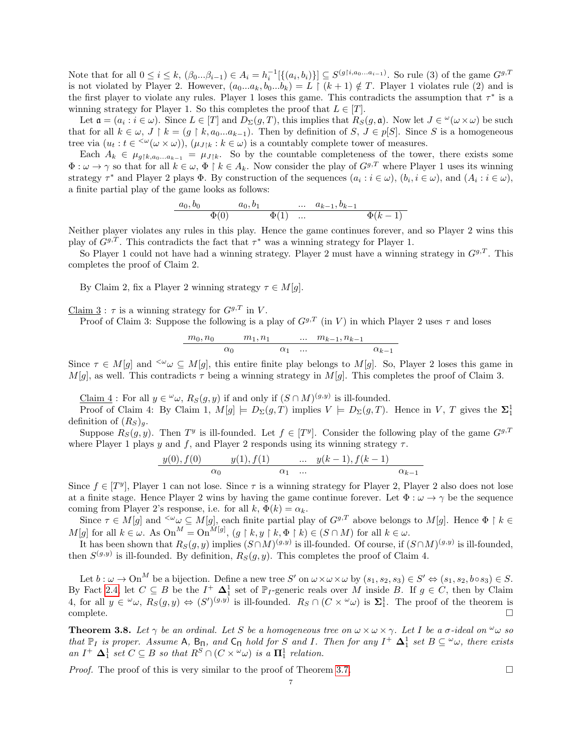Note that for all $0 \leq i \leq k$, $(\beta_0 ... \beta_{i-1}) \in A_i = h_i^{-1}[\{(a_i, b_i)\}] \subseteq S^{(g \upharpoonright i, a_0 ... a_{i-1})}$. So rule (3) of the game $G^{g,T}$ is not violated by Player 2. However, $(a_0 ... a_k, b_0 ... b_k) = L \upharpoonright (k+1) \notin T$. Player 1 violates rule (2) and is the first player to violate any rules. Player 1 loses this game. This contradicts the assumption that $\tau^*$ is a winning strategy for Player 1. So this completes the proof that $L \in [T]$.

Let $\mathfrak{a} = (a_i : i \in \omega)$. Since $L \in [T]$ and $D_\Sigma(g, T)$, this implies that $R_S(g, \mathfrak{a})$. Now let $J \in {}^\omega(\omega \times \omega)$ be such that for all $k \in \omega$, $J \upharpoonright k = (g \upharpoonright k, a_0 ... a_{k-1})$. Then by definition of $S$, $J \in p[S]$. Since $S$ is a homogeneous tree via $(u_t : t \in {}^{<\omega}(\omega \times \omega))$, $(\mu_{J \upharpoonright k} : k \in \omega)$ is a countably complete tower of measures.

Each $A_k \in \mu_{g \upharpoonright k, a_0 ... a_{k-1}} = \mu_{J \upharpoonright k}$. So by the countable completeness of the tower, there exists $\Phi : \omega \to \gamma$ so that for all $k \in \omega$, $\Phi \upharpoonright k \in A_k$. Now consider the play of $G^{g,T}$ where Player 1 uses its winning strategy $\tau^*$ and Player 2 plays $\Phi$. By construction of the sequences $(a_i : i \in \omega)$, $(b_i, i \in \omega)$, and $(A_i : i \in \omega)$, a finite partial play of the game looks as follows:

$$\begin{array}{cccccccc} a_0, b_0 & & a_0, b_1 & & ... & a_{k-1}, b_{k-1} & & \\ \hline & \Phi(0) & & \Phi(1) & ... & & & \Phi(k-1) \end{array}$$

Neither player violates any rules in this play. Hence the game continues forever, and so Player 2 wins this play of $G^{g,T}$. This contradicts the fact that $\tau^*$ was a winning strategy for Player 1.

So Player 1 could not have had a winning strategy. Player 2 must have a winning strategy in $G^{g,T}$. This completes the proof of Claim 2.

By Claim 2, fix a Player 2 winning strategy $\tau \in M[g]$.

<u>Claim 3</u> : $\tau$ is a winning strategy for $G^{g,T}$ in $V$.

Proof of Claim 3: Suppose the following is a play of $G^{g,T}$ (in $V$) in which Player 2 uses $\tau$ and loses

$$\begin{array}{cccccccc} m_0, n_0 & & m_1, n_1 & & ... & m_{k-1}, n_{k-1} & & \\ \hline & \alpha_0 & & \alpha_1 & ... & & & \alpha_{k-1} \end{array}$$

Since $\tau \in M[g]$ and ${}^{<\omega}\omega \subseteq M[g]$, this entire finite play belongs to $M[g]$. So, Player 2 loses this game in $M[g]$, as well. This contradicts $\tau$ being a winning strategy in $M[g]$. This completes the proof of Claim 3.

<u>Claim 4</u> : For all $y \in {}^\omega\omega$, $R_S(g, y)$ if and only if $(S \cap M)^{(g,y)}$ is ill-founded.

Proof of Claim 4: By Claim 1, $M[g] \models D_\Sigma(g, T)$ implies $V \models D_\Sigma(g, T)$. Hence in $V$, $T$ gives the $\mathbf{\Sigma}_1^1$ definition of $(R_S)_g$.

Suppose $R_S(g, y)$. Then $T^y$ is ill-founded. Let $f \in [T^y]$. Consider the following play of the game $G^{g,T}$ where Player 1 plays $y$ and $f$, and Player 2 responds using its winning strategy $\tau$.

$$\begin{array}{cccccccc} y(0), f(0) & & y(1), f(1) & & ... & y(k-1), f(k-1) & & \\ \hline & \alpha_0 & & \alpha_1 & ... & & & \alpha_{k-1} \end{array}$$

Since $f \in [T^y]$, Player 1 can not lose. Since $\tau$ is a winning strategy for Player 2, Player 2 also does not lose at a finite stage. Hence Player 2 wins by having the game continue forever. Let $\Phi : \omega \to \gamma$ be the sequence coming from Player 2's response, i.e. for all $k$, $\Phi(k) = \alpha_k$.

Since $\tau \in M[g]$ and ${}^{<\omega}\omega \subseteq M[g]$, each finite partial play of $G^{g,T}$ above belongs to $M[g]$. Hence $\Phi \upharpoonright k \in M[g]$ for all $k \in \omega$. As $\mathrm{On}^M = \mathrm{On}^{M[g]}$, $(g \upharpoonright k, y \upharpoonright k, \Phi \upharpoonright k) \in (S \cap M)$ for all $k \in \omega$.

It has been shown that $R_S(g, y)$ implies $(S \cap M)^{(g,y)}$ is ill-founded. Of course, if $(S \cap M)^{(g,y)}$ is ill-founded, then $S^{(g,y)}$ is ill-founded. By definition, $R_S(g, y)$. This completes the proof of Claim 4.

Let $b : \omega \to \mathrm{On}^M$ be a bijection. Define a new tree $S'$ on $\omega \times \omega \times \omega$ by $(s_1, s_2, s_3) \in S' \Leftrightarrow (s_1, s_2, b \circ s_3) \in S$. By Fact 2.4, let $C \subseteq B$ be the $I^+$ $\mathbf{\Delta}_1^1$ set of $\mathbb{P}_I$-generic reals over $M$ inside $B$. If $g \in C$, then by Claim 4, for all $y \in {}^\omega\omega$, $R_S(g, y) \Leftrightarrow (S')^{(g,y)}$ is ill-founded. $R_S \cap (C \times {}^\omega\omega)$ is $\mathbf{\Sigma}_1^1$. The proof of the theorem is complete. $\square$

**Theorem 3.8.** *Let $\gamma$ be an ordinal. Let $S$ be a homogeneous tree on $\omega \times \omega \times \gamma$. Let $I$ be a $\sigma$-ideal on ${}^\omega\omega$ so that $\mathbb{P}_I$ is proper. Assume $\mathsf{A}$, $\mathsf{B}_\Pi$, and $\mathsf{C}_\Pi$ hold for $S$ and $I$. Then for any $I^+$ $\mathbf{\Delta}_1^1$ set $B \subseteq {}^\omega\omega$, there exists an $I^+$ $\mathbf{\Delta}_1^1$ set $C \subseteq B$ so that $R^S \cap (C \times {}^\omega\omega)$ is a $\mathbf{\Pi}_1^1$ relation.*

*Proof.* The proof of this is very similar to the proof of Theorem 3.7. $\square$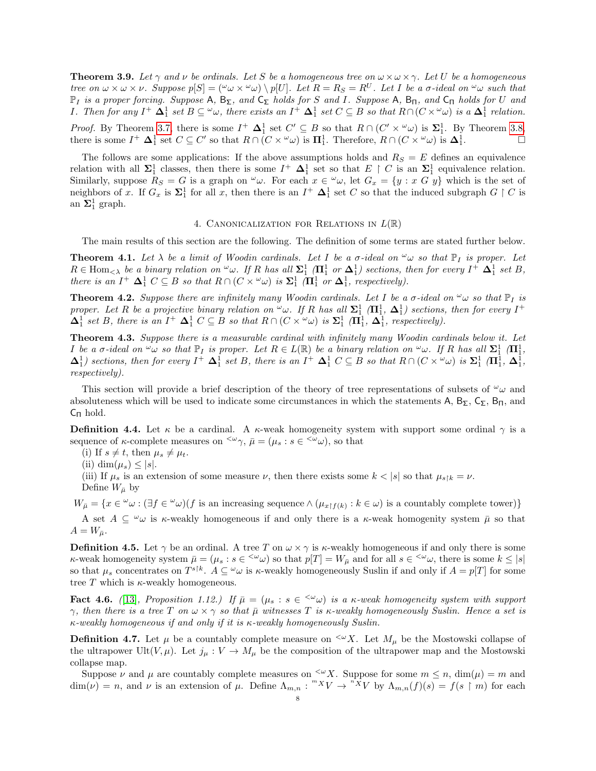**Theorem 3.9.** *Let $\gamma$ and $\nu$ be ordinals. Let $S$ be a homogeneous tree on $\omega \times \omega \times \gamma$. Let $U$ be a homogeneous tree on $\omega \times \omega \times \nu$. Suppose $p[S] = ({}^\omega\omega \times {}^\omega\omega) \setminus p[U]$. Let $R = R_S = R^U$. Let $I$ be a $\sigma$-ideal on ${}^\omega\omega$ such that $\mathbb{P}_I$ is a proper forcing. Suppose $\mathsf{A}$, $\mathsf{B}_\Sigma$, and $\mathsf{C}_\Sigma$ holds for $S$ and $I$. Suppose $\mathsf{A}$, $\mathsf{B}_\Pi$, and $\mathsf{C}_\Pi$ holds for $U$ and $I$. Then for any $I^+$ $\mathbf{\Delta}^1_1$ set $B \subseteq {}^\omega\omega$, there exists an $I^+$ $\mathbf{\Delta}^1_1$ set $C \subseteq B$ so that $R \cap (C \times {}^\omega\omega)$ is a $\mathbf{\Delta}^1_1$ relation.*

*Proof.* By Theorem 3.7, there is some $I^+$ $\mathbf{\Delta}^1_1$ set $C' \subseteq B$ so that $R \cap (C' \times {}^\omega\omega)$ is $\mathbf{\Sigma}^1_1$. By Theorem 3.8, there is some $I^+$ $\mathbf{\Delta}^1_1$ set $C \subseteq C'$ so that $R \cap (C \times {}^\omega\omega)$ is $\mathbf{\Pi}^1_1$. Therefore, $R \cap (C \times {}^\omega\omega)$ is $\mathbf{\Delta}^1_1$. $\square$

The follows are some applications: If the above assumptions holds and $R_S = E$ defines an equivalence relation with all $\mathbf{\Sigma}^1_1$ classes, then there is some $I^+$ $\mathbf{\Delta}^1_1$ set so that $E \upharpoonright C$ is an $\mathbf{\Sigma}^1_1$ equivalence relation. Similarly, suppose $R_S = G$ is a graph on ${}^\omega\omega$. For each $x \in {}^\omega\omega$, let $G_x = \{y : x \; G \; y\}$ which is the set of neighbors of $x$. If $G_x$ is $\mathbf{\Sigma}^1_1$ for all $x$, then there is an $I^+$ $\mathbf{\Delta}^1_1$ set $C$ so that the induced subgraph $G \upharpoonright C$ is an $\mathbf{\Sigma}^1_1$ graph.

## 4. Canonicalization for Relations in $L(\mathbb{R})$

The main results of this section are the following. The definition of some terms are stated further below.

**Theorem 4.1.** *Let $\lambda$ be a limit of Woodin cardinals. Let $I$ be a $\sigma$-ideal on ${}^\omega\omega$ so that $\mathbb{P}_I$ is proper. Let $R \in \mathrm{Hom}_{<\lambda}$ be a binary relation on ${}^\omega\omega$. If $R$ has all $\mathbf{\Sigma}^1_1$ ($\mathbf{\Pi}^1_1$ or $\mathbf{\Delta}^1_1$) sections, then for every $I^+$ $\mathbf{\Delta}^1_1$ set $B$, there is an $I^+$ $\mathbf{\Delta}^1_1$ $C \subseteq B$ so that $R \cap (C \times {}^\omega\omega)$ is $\mathbf{\Sigma}^1_1$ ($\mathbf{\Pi}^1_1$ or $\mathbf{\Delta}^1_1$, respectively).*

**Theorem 4.2.** *Suppose there are infinitely many Woodin cardinals. Let $I$ be a $\sigma$-ideal on ${}^\omega\omega$ so that $\mathbb{P}_I$ is proper. Let $R$ be a projective binary relation on ${}^\omega\omega$. If $R$ has all $\mathbf{\Sigma}^1_1$ ($\mathbf{\Pi}^1_1$, $\mathbf{\Delta}^1_1$) sections, then for every $I^+$ $\mathbf{\Delta}^1_1$ set $B$, there is an $I^+$ $\mathbf{\Delta}^1_1$ $C \subseteq B$ so that $R \cap (C \times {}^\omega\omega)$ is $\mathbf{\Sigma}^1_1$ ($\mathbf{\Pi}^1_1$, $\mathbf{\Delta}^1_1$, respectively).*

**Theorem 4.3.** *Suppose there is a measurable cardinal with infinitely many Woodin cardinals below it. Let $I$ be a $\sigma$-ideal on ${}^\omega\omega$ so that $\mathbb{P}_I$ is proper. Let $R \in L(\mathbb{R})$ be a binary relation on ${}^\omega\omega$. If $R$ has all $\mathbf{\Sigma}^1_1$ ($\mathbf{\Pi}^1_1$, $\mathbf{\Delta}^1_1$) sections, then for every $I^+$ $\mathbf{\Delta}^1_1$ set $B$, there is an $I^+$ $\mathbf{\Delta}^1_1$ $C \subseteq B$ so that $R \cap (C \times {}^\omega\omega)$ is $\mathbf{\Sigma}^1_1$ ($\mathbf{\Pi}^1_1$, $\mathbf{\Delta}^1_1$, respectively).*

This section will provide a brief description of the theory of tree representations of subsets of ${}^\omega\omega$ and absoluteness which will be used to indicate some circumstances in which the statements $\mathsf{A}$, $\mathsf{B}_\Sigma$, $\mathsf{C}_\Sigma$, $\mathsf{B}_\Pi$, and $\mathsf{C}_\Pi$ hold.

**Definition 4.4.** Let $\kappa$ be a cardinal. A $\kappa$-weak homogeneity system with support some ordinal $\gamma$ is a sequence of $\kappa$-complete measures on ${}^{<\omega}\gamma$, $\bar{\mu} = (\mu_s : s \in {}^{<\omega}\omega)$, so that

(i) If $s \neq t$, then $\mu_s \neq \mu_t$.

(ii) $\dim(\mu_s) \leq |s|$.

(iii) If $\mu_s$ is an extension of some measure $\nu$, then there exists some $k < |s|$ so that $\mu_{s \upharpoonright k} = \nu$.

Define $W_{\bar{\mu}}$ by

$$W_{\bar{\mu}} = \{x \in {}^\omega\omega : (\exists f \in {}^\omega\omega)(f \text{ is an increasing sequence} \wedge (\mu_{x \upharpoonright f(k)} : k \in \omega) \text{ is a countably complete tower})\}$$

A set $A \subseteq {}^\omega\omega$ is $\kappa$-weakly homogeneous if and only there is a $\kappa$-weak homogenity system $\bar{\mu}$ so that $A = W_{\bar{\mu}}$.

**Definition 4.5.** Let $\gamma$ be an ordinal. A tree $T$ on $\omega \times \gamma$ is $\kappa$-weakly homogeneous if and only there is some $\kappa$-weak homogeneity system $\bar{\mu} = (\mu_s : s \in {}^{<\omega}\omega)$ so that $p[T] = W_{\bar{\mu}}$ and for all $s \in {}^{<\omega}\omega$, there is some $k \leq |s|$ so that $\mu_s$ concentrates on $T^{s \upharpoonright k}$. $A \subseteq {}^\omega\omega$ is $\kappa$-weakly homogeneously Suslin if and only if $A = p[T]$ for some tree $T$ which is $\kappa$-weakly homogeneous.

**Fact 4.6.** *([13], Proposition 1.12.) If $\bar{\mu} = (\mu_s : s \in {}^{<\omega}\omega)$ is a $\kappa$-weak homogeneity system with support $\gamma$, then there is a tree $T$ on $\omega \times \gamma$ so that $\bar{\mu}$ witnesses $T$ is $\kappa$-weakly homogeneously Suslin. Hence a set is $\kappa$-weakly homogeneous if and only if it is $\kappa$-weakly homogeneously Suslin.*

**Definition 4.7.** Let $\mu$ be a countably complete measure on ${}^{<\omega}X$. Let $M_\mu$ be the Mostowski collapse of the ultrapower $\mathrm{Ult}(V, \mu)$. Let $j_\mu : V \to M_\mu$ be the composition of the ultrapower map and the Mostowski collapse map.

Suppose $\nu$ and $\mu$ are countably complete measures on ${}^{<\omega}X$. Suppose for some $m \leq n$, $\dim(\mu) = m$ and $\dim(\nu) = n$, and $\nu$ is an extension of $\mu$. Define $\Lambda_{m,n} : {}^{m X}V \to {}^{n X}V$ by $\Lambda_{m,n}(f)(s) = f(s \upharpoonright m)$ for each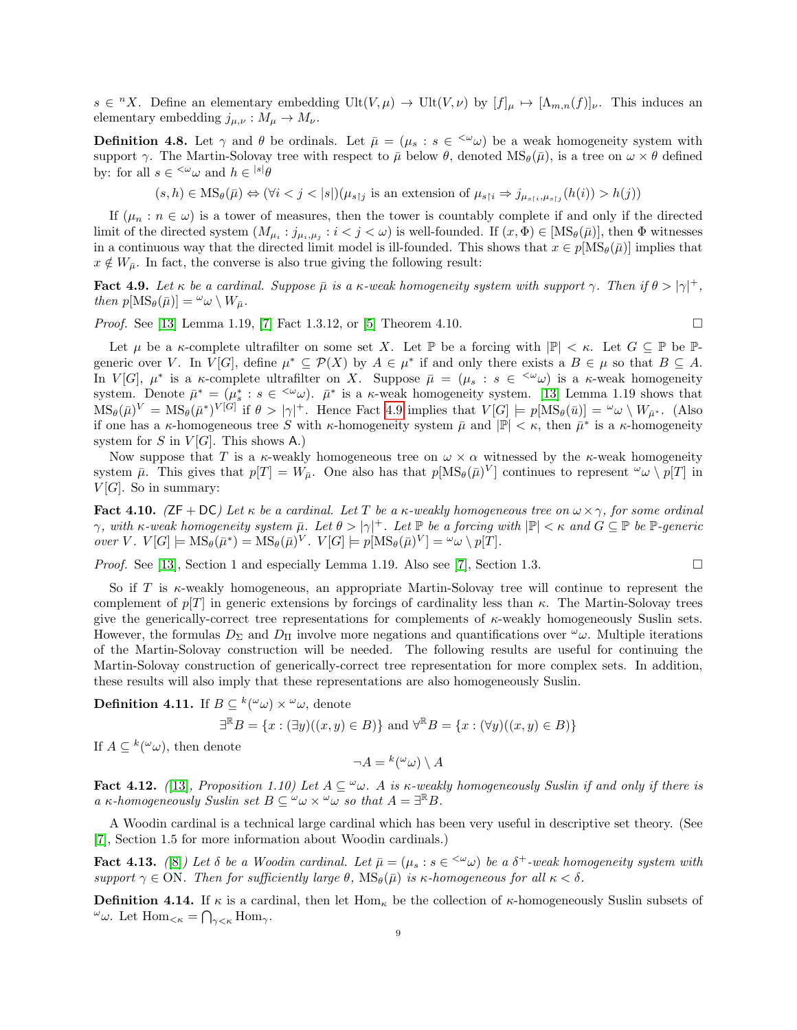$s \in {}^nX$. Define an elementary embedding $\text{Ult}(V, \mu) \to \text{Ult}(V, \nu)$ by $[f]_\mu \mapsto [\Lambda_{m,n}(f)]_\nu$. This induces an elementary embedding $j_{\mu,\nu} : M_\mu \to M_\nu$.

**Definition 4.8.** Let $\gamma$ and $\theta$ be ordinals. Let $\bar{\mu} = (\mu_s : s \in {}^{<\omega}\omega)$ be a weak homogeneity system with support $\gamma$. The Martin-Solovay tree with respect to $\bar{\mu}$ below $\theta$, denoted $\text{MS}_\theta(\bar{\mu})$, is a tree on $\omega \times \theta$ defined by: for all $s \in {}^{<\omega}\omega$ and $h \in {}^{|s|}\theta$

$$(s, h) \in \text{MS}_\theta(\bar{\mu}) \Leftrightarrow (\forall i < j < |s|)(\mu_{s\restriction j} \text{ is an extension of } \mu_{s\restriction i} \Rightarrow j_{\mu_{s\restriction i}, \mu_{s\restriction j}}(h(i)) > h(j))$$

If $(\mu_n : n \in \omega)$ is a tower of measures, then the tower is countably complete if and only if the directed limit of the directed system $(M_{\mu_i} : j_{\mu_i,\mu_j} : i < j < \omega)$ is well-founded. If $(x, \Phi) \in [\text{MS}_\theta(\bar{\mu})]$, then $\Phi$ witnesses in a continuous way that the directed limit model is ill-founded. This shows that $x \in p[\text{MS}_\theta(\bar{\mu})]$ implies that $x \notin W_{\bar{\mu}}$. In fact, the converse is also true giving the following result:

**Fact 4.9.** *Let $\kappa$ be a cardinal. Suppose $\bar{\mu}$ is a $\kappa$-weak homogeneity system with support $\gamma$. Then if $\theta > |\gamma|^+$, then $p[\text{MS}_\theta(\bar{\mu})] = {}^\omega\omega \setminus W_{\bar{\mu}}$.*

*Proof.* See [13] Lemma 1.19, [7] Fact 1.3.12, or [5] Theorem 4.10. □

Let $\mu$ be a $\kappa$-complete ultrafilter on some set $X$. Let $\mathbb{P}$ be a forcing with $|\mathbb{P}| < \kappa$. Let $G \subseteq \mathbb{P}$ be $\mathbb{P}$-generic over $V$. In $V[G]$, define $\mu^* \subseteq \mathcal{P}(X)$ by $A \in \mu^*$ if and only there exists a $B \in \mu$ so that $B \subseteq A$. In $V[G]$, $\mu^*$ is a $\kappa$-complete ultrafilter on $X$. Suppose $\bar{\mu} = (\mu_s : s \in {}^{<\omega}\omega)$ is a $\kappa$-weak homogeneity system. Denote $\bar{\mu}^* = (\mu^*_s : s \in {}^{<\omega}\omega)$. $\bar{\mu}^*$ is a $\kappa$-weak homogeneity system. [13] Lemma 1.19 shows that $\text{MS}_\theta(\bar{\mu})^V = \text{MS}_\theta(\bar{\mu}^*)^{V[G]}$ if $\theta > |\gamma|^+$. Hence Fact 4.9 implies that $V[G] \models p[\text{MS}_\theta(\bar{u})] = {}^\omega\omega \setminus W_{\bar{\mu}^*}$. (Also if one has a $\kappa$-homogeneous tree $S$ with $\kappa$-homogeneity system $\bar{\mu}$ and $|\mathbb{P}| < \kappa$, then $\bar{\mu}^*$ is a $\kappa$-homogeneity system for $S$ in $V[G]$. This shows A.)

Now suppose that $T$ is a $\kappa$-weakly homogeneous tree on $\omega \times \alpha$ witnessed by the $\kappa$-weak homogeneity system $\bar{\mu}$. This gives that $p[T] = W_{\bar{\mu}}$. One also has that $p[\text{MS}_\theta(\bar{\mu})^V]$ continues to represent ${}^\omega\omega \setminus p[T]$ in $V[G]$. So in summary:

**Fact 4.10.** *(ZF + DC) Let $\kappa$ be a cardinal. Let $T$ be a $\kappa$-weakly homogeneous tree on $\omega \times \gamma$, for some ordinal $\gamma$, with $\kappa$-weak homogeneity system $\bar{\mu}$. Let $\theta > |\gamma|^+$. Let $\mathbb{P}$ be a forcing with $|\mathbb{P}| < \kappa$ and $G \subseteq \mathbb{P}$ be $\mathbb{P}$-generic over $V$. $V[G] \models \text{MS}_\theta(\bar{\mu}^*) = \text{MS}_\theta(\bar{\mu})^V$. $V[G] \models p[\text{MS}_\theta(\bar{\mu})^V] = {}^\omega\omega \setminus p[T]$.*

*Proof.* See [13], Section 1 and especially Lemma 1.19. Also see [7], Section 1.3. □

So if $T$ is $\kappa$-weakly homogeneous, an appropriate Martin-Solovay tree will continue to represent the complement of $p[T]$ in generic extensions by forcings of cardinality less than $\kappa$. The Martin-Solovay trees give the generically-correct tree representations for complements of $\kappa$-weakly homogeneously Suslin sets. However, the formulas $D_\Sigma$ and $D_\Pi$ involve more negations and quantifications over ${}^\omega\omega$. Multiple iterations of the Martin-Solovay construction will be needed. The following results are useful for continuing the Martin-Solovay construction of generically-correct tree representation for more complex sets. In addition, these results will also imply that these representations are also homogeneously Suslin.

**Definition 4.11.** If $B \subseteq {}^k({}^\omega\omega) \times {}^\omega\omega$, denote

$$\exists^{\mathbb{R}} B = \{x : (\exists y)((x, y) \in B)\} \text{ and } \forall^{\mathbb{R}} B = \{x : (\forall y)((x, y) \in B)\}$$

If $A \subseteq {}^k({}^\omega\omega)$, then denote

$$\neg A = {}^k({}^\omega\omega) \setminus A$$

**Fact 4.12.** *([13], Proposition 1.10) Let $A \subseteq {}^\omega\omega$. $A$ is $\kappa$-weakly homogeneously Suslin if and only if there is a $\kappa$-homogeneously Suslin set $B \subseteq {}^\omega\omega \times {}^\omega\omega$ so that $A = \exists^{\mathbb{R}} B$.*

A Woodin cardinal is a technical large cardinal which has been very useful in descriptive set theory. (See [7], Section 1.5 for more information about Woodin cardinals.)

**Fact 4.13.** *([8]) Let $\delta$ be a Woodin cardinal. Let $\bar{\mu} = (\mu_s : s \in {}^{<\omega}\omega)$ be a $\delta^+$-weak homogeneity system with support $\gamma \in \text{ON}$. Then for sufficiently large $\theta$, $\text{MS}_\theta(\bar{\mu})$ is $\kappa$-homogeneous for all $\kappa < \delta$.*

**Definition 4.14.** If $\kappa$ is a cardinal, then let $\text{Hom}_\kappa$ be the collection of $\kappa$-homogeneously Suslin subsets of ${}^\omega\omega$. Let $\text{Hom}_{<\kappa} = \bigcap_{\gamma<\kappa} \text{Hom}_\gamma$.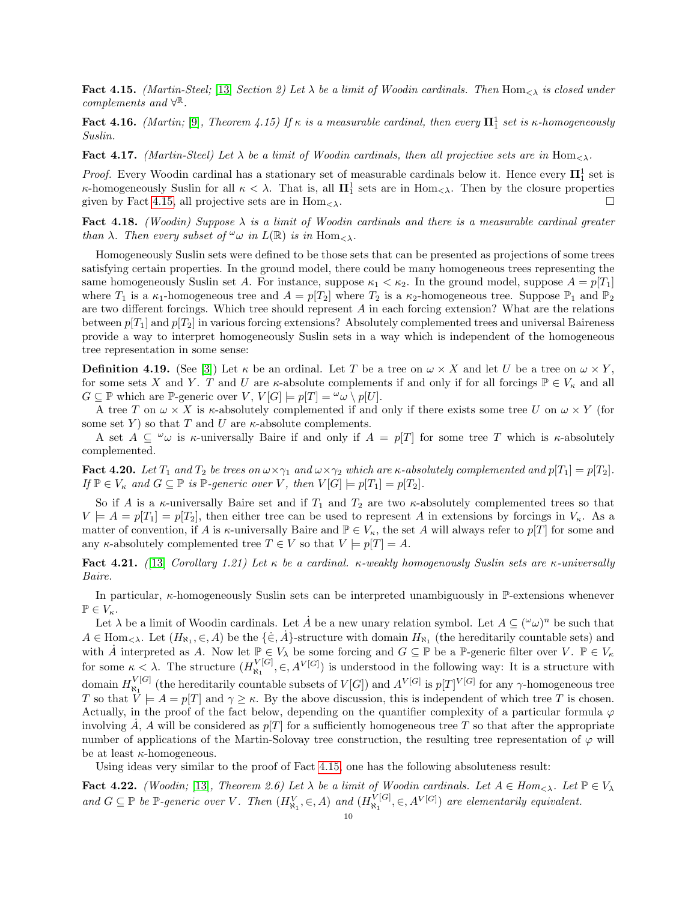**Fact 4.15.** *(Martin-Steel; [13] Section 2) Let $\lambda$ be a limit of Woodin cardinals. Then $\mathrm{Hom}_{<\lambda}$ is closed under complements and $\forall^{\mathbb{R}}$.*

**Fact 4.16.** *(Martin; [9], Theorem 4.15) If $\kappa$ is a measurable cardinal, then every $\mathbf{\Pi}^1_1$ set is $\kappa$-homogeneously Suslin.*

**Fact 4.17.** *(Martin-Steel) Let $\lambda$ be a limit of Woodin cardinals, then all projective sets are in $\mathrm{Hom}_{<\lambda}$.*

*Proof.* Every Woodin cardinal has a stationary set of measurable cardinals below it. Hence every $\mathbf{\Pi}^1_1$ set is $\kappa$-homogeneously Suslin for all $\kappa < \lambda$. That is, all $\mathbf{\Pi}^1_1$ sets are in $\mathrm{Hom}_{<\lambda}$. Then by the closure properties given by Fact 4.15, all projective sets are in $\mathrm{Hom}_{<\lambda}$. □

**Fact 4.18.** *(Woodin) Suppose $\lambda$ is a limit of Woodin cardinals and there is a measurable cardinal greater than $\lambda$. Then every subset of ${}^\omega\omega$ in $L(\mathbb{R})$ is in $\mathrm{Hom}_{<\lambda}$.*

Homogeneously Suslin sets were defined to be those sets that can be presented as projections of some trees satisfying certain properties. In the ground model, there could be many homogeneous trees representing the same homogeneously Suslin set $A$. For instance, suppose $\kappa_1 < \kappa_2$. In the ground model, suppose $A = p[T_1]$ where $T_1$ is a $\kappa_1$-homogeneous tree and $A = p[T_2]$ where $T_2$ is a $\kappa_2$-homogeneous tree. Suppose $\mathbb{P}_1$ and $\mathbb{P}_2$ are two different forcings. Which tree should represent $A$ in each forcing extension? What are the relations between $p[T_1]$ and $p[T_2]$ in various forcing extensions? Absolutely complemented trees and universal Baireness provide a way to interpret homogeneously Suslin sets in a way which is independent of the homogeneous tree representation in some sense:

**Definition 4.19.** (See [3]) Let $\kappa$ be an ordinal. Let $T$ be a tree on $\omega \times X$ and let $U$ be a tree on $\omega \times Y$, for some sets $X$ and $Y$. $T$ and $U$ are *$\kappa$-absolute complements* if and only if for all forcings $\mathbb{P} \in V_\kappa$ and all $G \subseteq \mathbb{P}$ which are $\mathbb{P}$-generic over $V$, $V[G] \models p[T] = {}^\omega\omega \setminus p[U]$.

A tree $T$ on $\omega \times X$ is *$\kappa$-absolutely complemented* if and only if there exists some tree $U$ on $\omega \times Y$ (for some set $Y$) so that $T$ and $U$ are $\kappa$-absolute complements.

A set $A \subseteq {}^\omega\omega$ is *$\kappa$-universally Baire* if and only if $A = p[T]$ for some tree $T$ which is $\kappa$-absolutely complemented.

**Fact 4.20.** *Let $T_1$ and $T_2$ be trees on $\omega\times\gamma_1$ and $\omega\times\gamma_2$ which are $\kappa$-absolutely complemented and $p[T_1] = p[T_2]$. If $\mathbb{P} \in V_\kappa$ and $G \subseteq \mathbb{P}$ is $\mathbb{P}$-generic over $V$, then $V[G] \models p[T_1] = p[T_2]$.*

So if $A$ is a $\kappa$-universally Baire set and if $T_1$ and $T_2$ are two $\kappa$-absolutely complemented trees so that $V \models A = p[T_1] = p[T_2]$, then either tree can be used to represent $A$ in extensions by forcings in $V_\kappa$. As a matter of convention, if $A$ is $\kappa$-universally Baire and $\mathbb{P} \in V_\kappa$, the set $A$ will always refer to $p[T]$ for some and any $\kappa$-absolutely complemented tree $T \in V$ so that $V \models p[T] = A$.

**Fact 4.21.** *([13] Corollary 1.21) Let $\kappa$ be a cardinal. $\kappa$-weakly homogenously Suslin sets are $\kappa$-universally Baire.*

In particular, $\kappa$-homogeneously Suslin sets can be interpreted unambiguously in $\mathbb{P}$-extensions whenever $\mathbb{P} \in V_\kappa$.

Let $\lambda$ be a limit of Woodin cardinals. Let $\dot{A}$ be a new unary relation symbol. Let $A \subseteq ({}^\omega\omega)^n$ be such that $A \in \mathrm{Hom}_{<\lambda}$. Let $(H_{\aleph_1}, \in, A)$ be the $\{\dot{\in}, \dot{A}\}$-structure with domain $H_{\aleph_1}$ (the hereditarily countable sets) and with $\dot{A}$ interpreted as $A$. Now let $\mathbb{P} \in V_\lambda$ be some forcing and $G \subseteq \mathbb{P}$ be a $\mathbb{P}$-generic filter over $V$. $\mathbb{P} \in V_\kappa$ for some $\kappa < \lambda$. The structure $(H_{\aleph_1}^{V[G]}, \in, A^{V[G]})$ is understood in the following way: It is a structure with domain $H_{\aleph_1}^{V[G]}$ (the hereditarily countable subsets of $V[G]$) and $A^{V[G]}$ is $p[T]^{V[G]}$ for any $\gamma$-homogeneous tree $T$ so that $V \models A = p[T]$ and $\gamma \geq \kappa$. By the above discussion, this is independent of which tree $T$ is chosen. Actually, in the proof of the fact below, depending on the quantifier complexity of a particular formula $\varphi$ involving $\dot{A}$, $A$ will be considered as $p[T]$ for a sufficiently homogeneous tree $T$ so that after the appropriate number of applications of the Martin-Solovay tree construction, the resulting tree representation of $\varphi$ will be at least $\kappa$-homogeneous.

Using ideas very similar to the proof of Fact 4.15, one has the following absoluteness result:

**Fact 4.22.** *(Woodin; [13], Theorem 2.6) Let $\lambda$ be a limit of Woodin cardinals. Let $A \in Hom_{<\lambda}$. Let $\mathbb{P} \in V_\lambda$ and $G \subseteq \mathbb{P}$ be $\mathbb{P}$-generic over $V$. Then $(H_{\aleph_1}^V, \in, A)$ and $(H_{\aleph_1}^{V[G]}, \in, A^{V[G]})$ are elementarily equivalent.*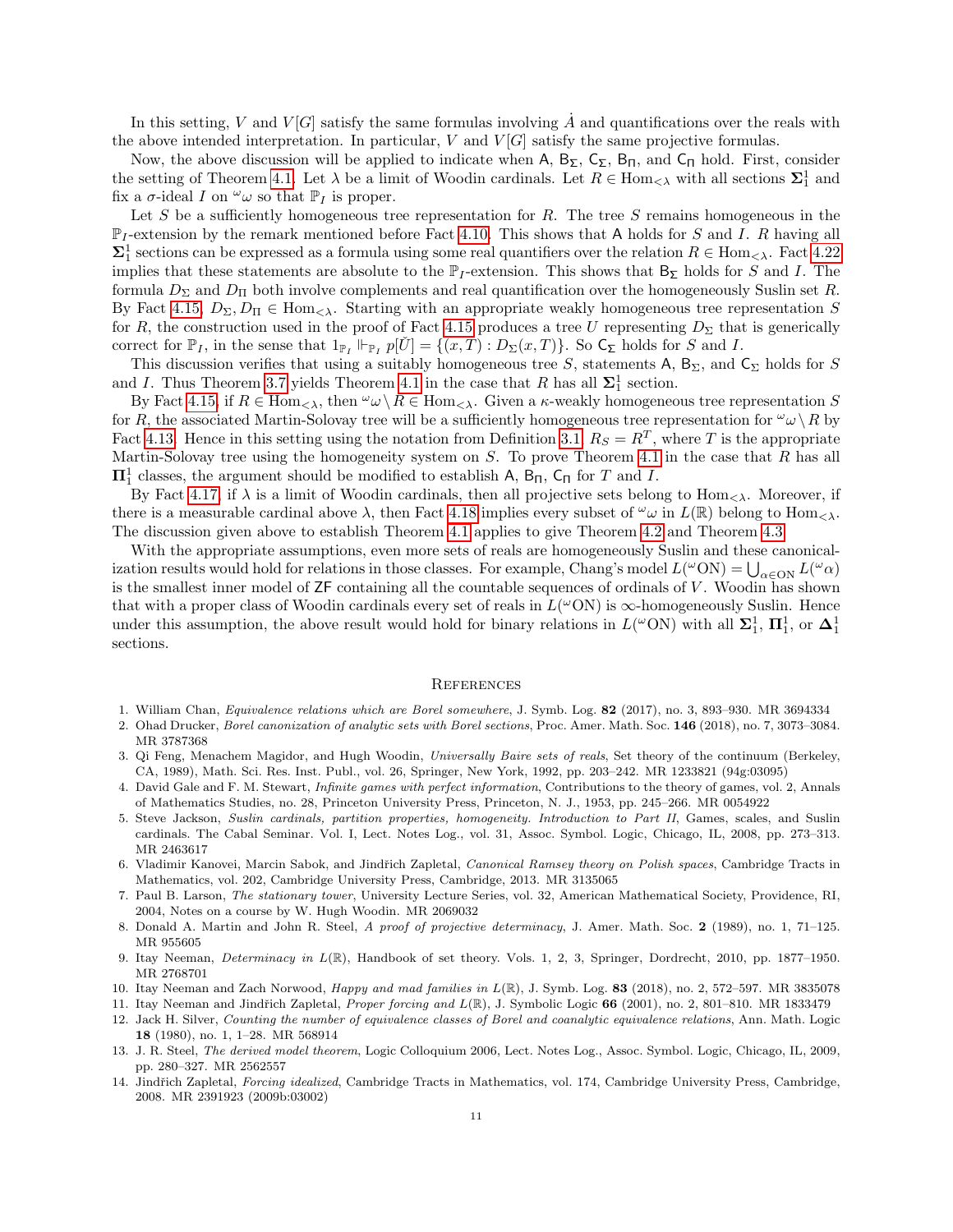In this setting, $V$ and $V[G]$ satisfy the same formulas involving $\dot{A}$ and quantifications over the reals with the above intended interpretation. In particular, $V$ and $V[G]$ satisfy the same projective formulas.

Now, the above discussion will be applied to indicate when $\mathsf{A}$, $\mathsf{B}_\Sigma$, $\mathsf{C}_\Sigma$, $\mathsf{B}_\Pi$, and $\mathsf{C}_\Pi$ hold. First, consider the setting of Theorem 4.1. Let $\lambda$ be a limit of Woodin cardinals. Let $R \in \mathrm{Hom}_{<\lambda}$ with all sections $\mathbf{\Sigma}^1_1$ and fix a $\sigma$-ideal $I$ on ${}^\omega\omega$ so that $\mathbb{P}_I$ is proper.

Let $S$ be a sufficiently homogeneous tree representation for $R$. The tree $S$ remains homogeneous in the $\mathbb{P}_I$-extension by the remark mentioned before Fact 4.10. This shows that $\mathsf{A}$ holds for $S$ and $I$. $R$ having all $\mathbf{\Sigma}^1_1$ sections can be expressed as a formula using some real quantifiers over the relation $R \in \mathrm{Hom}_{<\lambda}$. Fact 4.22 implies that these statements are absolute to the $\mathbb{P}_I$-extension. This shows that $\mathsf{B}_\Sigma$ holds for $S$ and $I$. The formula $D_\Sigma$ and $D_\Pi$ both involve complements and real quantification over the homogeneously Suslin set $R$. By Fact 4.15, $D_\Sigma, D_\Pi \in \mathrm{Hom}_{<\lambda}$. Starting with an appropriate weakly homogeneous tree representation $S$ for $R$, the construction used in the proof of Fact 4.15 produces a tree $U$ representing $D_\Sigma$ that is generically correct for $\mathbb{P}_I$, in the sense that $1_{\mathbb{P}_I} \Vdash_{\mathbb{P}_I} p[\check{U}] = \{(x,T) : D_\Sigma(x,T)\}$. So $\mathsf{C}_\Sigma$ holds for $S$ and $I$.

This discussion verifies that using a suitably homogeneous tree $S$, statements $\mathsf{A}$, $\mathsf{B}_\Sigma$, and $\mathsf{C}_\Sigma$ holds for $S$ and $I$. Thus Theorem 3.7 yields Theorem 4.1 in the case that $R$ has all $\mathbf{\Sigma}^1_1$ section.

By Fact 4.15, if $R \in \mathrm{Hom}_{<\lambda}$, then ${}^\omega\omega \setminus R \in \mathrm{Hom}_{<\lambda}$. Given a $\kappa$-weakly homogeneous tree representation $S$ for $R$, the associated Martin-Solovay tree will be a sufficiently homogeneous tree representation for ${}^\omega\omega \setminus R$ by Fact 4.13. Hence in this setting using the notation from Definition 3.1, $R_S = R^T$, where $T$ is the appropriate Martin-Solovay tree using the homogeneity system on $S$. To prove Theorem 4.1 in the case that $R$ has all $\mathbf{\Pi}^1_1$ classes, the argument should be modified to establish $\mathsf{A}$, $\mathsf{B}_\Pi$, $\mathsf{C}_\Pi$ for $T$ and $I$.

By Fact 4.17, if $\lambda$ is a limit of Woodin cardinals, then all projective sets belong to $\mathrm{Hom}_{<\lambda}$. Moreover, if there is a measurable cardinal above $\lambda$, then Fact 4.18 implies every subset of ${}^\omega\omega$ in $L(\mathbb{R})$ belong to $\mathrm{Hom}_{<\lambda}$. The discussion given above to establish Theorem 4.1 applies to give Theorem 4.2 and Theorem 4.3.

With the appropriate assumptions, even more sets of reals are homogeneously Suslin and these canonicalization results would hold for relations in those classes. For example, Chang's model $L({}^\omega\mathrm{ON}) = \bigcup_{\alpha \in \mathrm{ON}} L({}^\omega\alpha)$ is the smallest inner model of $\mathsf{ZF}$ containing all the countable sequences of ordinals of $V$. Woodin has shown that with a proper class of Woodin cardinals every set of reals in $L({}^\omega\mathrm{ON})$ is $\infty$-homogeneously Suslin. Hence under this assumption, the above result would hold for binary relations in $L({}^\omega\mathrm{ON})$ with all $\mathbf{\Sigma}^1_1$, $\mathbf{\Pi}^1_1$, or $\mathbf{\Delta}^1_1$ sections.

## References

1. William Chan, *Equivalence relations which are Borel somewhere*, J. Symb. Log. **82** (2017), no. 3, 893–930. MR 3694334
2. Ohad Drucker, *Borel canonization of analytic sets with Borel sections*, Proc. Amer. Math. Soc. **146** (2018), no. 7, 3073–3084. MR 3787368
3. Qi Feng, Menachem Magidor, and Hugh Woodin, *Universally Baire sets of reals*, Set theory of the continuum (Berkeley, CA, 1989), Math. Sci. Res. Inst. Publ., vol. 26, Springer, New York, 1992, pp. 203–242. MR 1233821 (94g:03095)
4. David Gale and F. M. Stewart, *Infinite games with perfect information*, Contributions to the theory of games, vol. 2, Annals of Mathematics Studies, no. 28, Princeton University Press, Princeton, N. J., 1953, pp. 245–266. MR 0054922
5. Steve Jackson, *Suslin cardinals, partition properties, homogeneity. Introduction to Part II*, Games, scales, and Suslin cardinals. The Cabal Seminar. Vol. I, Lect. Notes Log., vol. 31, Assoc. Symbol. Logic, Chicago, IL, 2008, pp. 273–313. MR 2463617
6. Vladimir Kanovei, Marcin Sabok, and Jindřich Zapletal, *Canonical Ramsey theory on Polish spaces*, Cambridge Tracts in Mathematics, vol. 202, Cambridge University Press, Cambridge, 2013. MR 3135065
7. Paul B. Larson, *The stationary tower*, University Lecture Series, vol. 32, American Mathematical Society, Providence, RI, 2004, Notes on a course by W. Hugh Woodin. MR 2069032
8. Donald A. Martin and John R. Steel, *A proof of projective determinacy*, J. Amer. Math. Soc. **2** (1989), no. 1, 71–125. MR 955605
9. Itay Neeman, *Determinacy in $L(\mathbb{R})$*, Handbook of set theory. Vols. 1, 2, 3, Springer, Dordrecht, 2010, pp. 1877–1950. MR 2768701
10. Itay Neeman and Zach Norwood, *Happy and mad families in $L(\mathbb{R})$*, J. Symb. Log. **83** (2018), no. 2, 572–597. MR 3835078
11. Itay Neeman and Jindřich Zapletal, *Proper forcing and $L(\mathbb{R})$*, J. Symbolic Logic **66** (2001), no. 2, 801–810. MR 1833479
12. Jack H. Silver, *Counting the number of equivalence classes of Borel and coanalytic equivalence relations*, Ann. Math. Logic **18** (1980), no. 1, 1–28. MR 568914
13. J. R. Steel, *The derived model theorem*, Logic Colloquium 2006, Lect. Notes Log., Assoc. Symbol. Logic, Chicago, IL, 2009, pp. 280–327. MR 2562557
14. Jindřich Zapletal, *Forcing idealized*, Cambridge Tracts in Mathematics, vol. 174, Cambridge University Press, Cambridge, 2008. MR 2391923 (2009b:03002)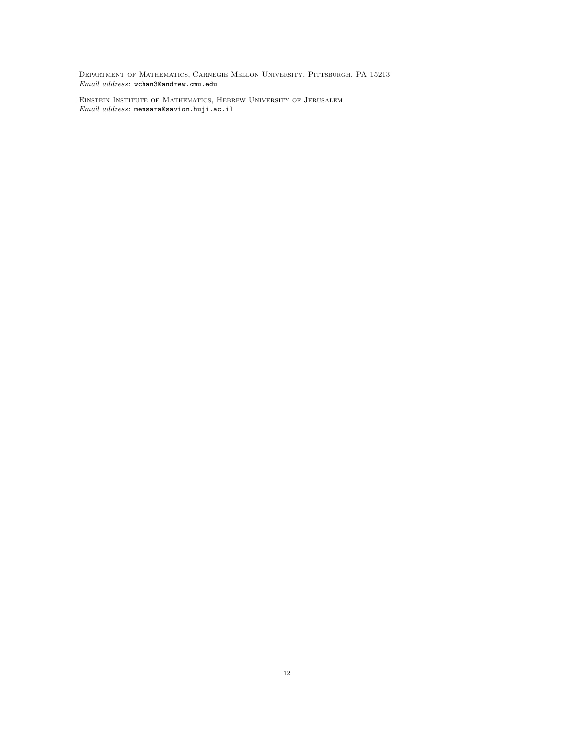Department of Mathematics, Carnegie Mellon University, Pittsburgh, PA 15213
*Email address*: wchan3@andrew.cmu.edu

Einstein Institute of Mathematics, Hebrew University of Jerusalem
*Email address*: mensara@savion.huji.ac.il